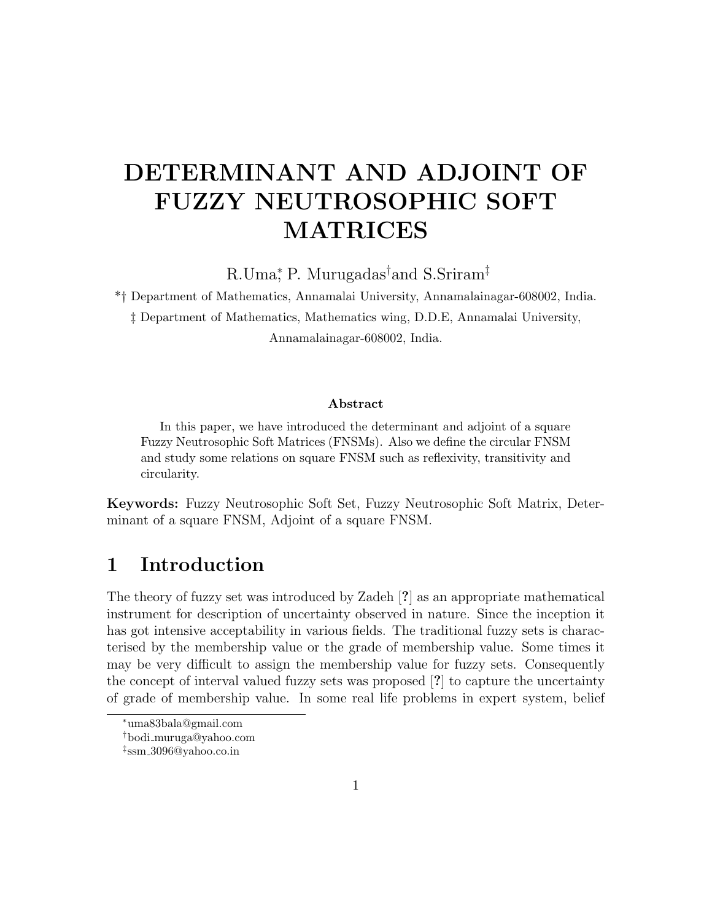# DETERMINANT AND ADJOINT OF FUZZY NEUTROSOPHIC SOFT MATRICES

R.Uma[*], P. Murugadas[†] and S.Sriram[‡]

*† Department of Mathematics, Annamalai University, Annamalainagar-608002, India.

‡ Department of Mathematics, Mathematics wing, D.D.E, Annamalai University, Annamalainagar-608002, India.

**Abstract**

In this paper, we have introduced the determinant and adjoint of a square Fuzzy Neutrosophic Soft Matrices (FNSMs). Also we define the circular FNSM and study some relations on square FNSM such as reflexivity, transitivity and circularity.

**Keywords:** Fuzzy Neutrosophic Soft Set, Fuzzy Neutrosophic Soft Matrix, Determinant of a square FNSM, Adjoint of a square FNSM.

## 1 Introduction

The theory of fuzzy set was introduced by Zadeh [?] as an appropriate mathematical instrument for description of uncertainty observed in nature. Since the inception it has got intensive acceptability in various fields. The traditional fuzzy sets is characterised by the membership value or the grade of membership value. Some times it may be very difficult to assign the membership value for fuzzy sets. Consequently the concept of interval valued fuzzy sets was proposed [?] to capture the uncertainty of grade of membership value. In some real life problems in expert system, belief

[*] uma83bala@gmail.com

[†] bodi_muruga@yahoo.com

[‡] ssm_3096@yahoo.co.in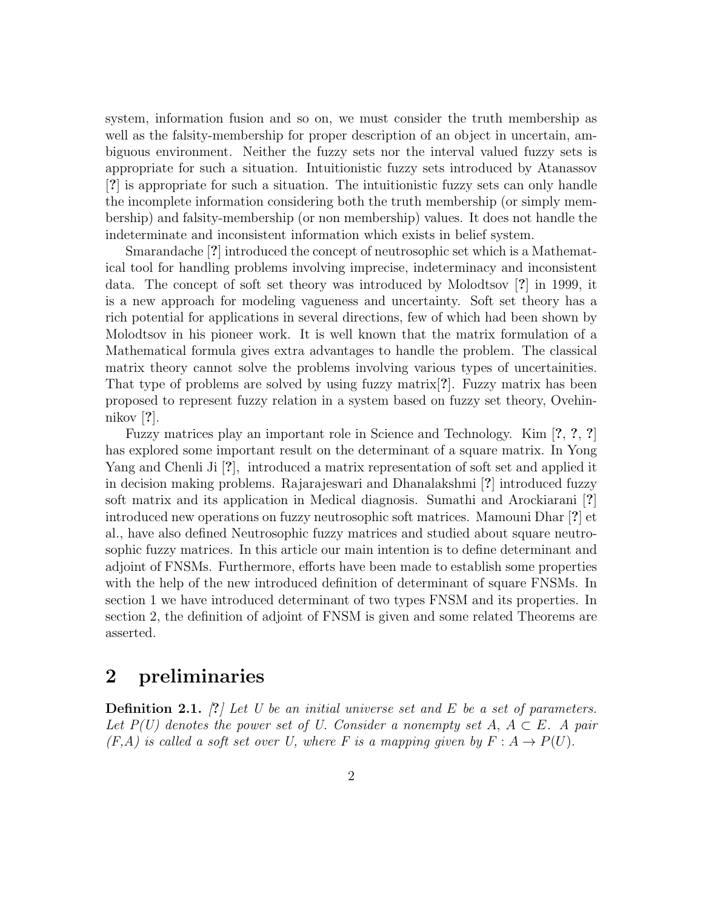system, information fusion and so on, we must consider the truth membership as well as the falsity-membership for proper description of an object in uncertain, ambiguous environment. Neither the fuzzy sets nor the interval valued fuzzy sets is appropriate for such a situation. Intuitionistic fuzzy sets introduced by Atanassov [?] is appropriate for such a situation. The intuitionistic fuzzy sets can only handle the incomplete information considering both the truth membership (or simply membership) and falsity-membership (or non membership) values. It does not handle the indeterminate and inconsistent information which exists in belief system.

Smarandache [?] introduced the concept of neutrosophic set which is a Mathematical tool for handling problems involving imprecise, indeterminacy and inconsistent data. The concept of soft set theory was introduced by Molodtsov [?] in 1999, it is a new approach for modeling vagueness and uncertainty. Soft set theory has a rich potential for applications in several directions, few of which had been shown by Molodtsov in his pioneer work. It is well known that the matrix formulation of a Mathematical formula gives extra advantages to handle the problem. The classical matrix theory cannot solve the problems involving various types of uncertainities. That type of problems are solved by using fuzzy matrix[?]. Fuzzy matrix has been proposed to represent fuzzy relation in a system based on fuzzy set theory, Ovehinnikov [?].

Fuzzy matrices play an important role in Science and Technology. Kim [?, ?, ?] has explored some important result on the determinant of a square matrix. In Yong Yang and Chenli Ji [?], introduced a matrix representation of soft set and applied it in decision making problems. Rajarajeswari and Dhanalakshmi [?] introduced fuzzy soft matrix and its application in Medical diagnosis. Sumathi and Arockiarani [?] introduced new operations on fuzzy neutrosophic soft matrices. Mamouni Dhar [?] et al., have also defined Neutrosophic fuzzy matrices and studied about square neutrosophic fuzzy matrices. In this article our main intention is to define determinant and adjoint of FNSMs. Furthermore, efforts have been made to establish some properties with the help of the new introduced definition of determinant of square FNSMs. In section 1 we have introduced determinant of two types FNSM and its properties. In section 2, the definition of adjoint of FNSM is given and some related Theorems are asserted.

## 2 preliminaries

**Definition 2.1.** *[?] Let U be an initial universe set and E be a set of parameters. Let P(U) denotes the power set of U. Consider a nonempty set A, $A \subset E$. A pair (F,A) is called a soft set over U, where F is a mapping given by $F : A \to P(U)$.*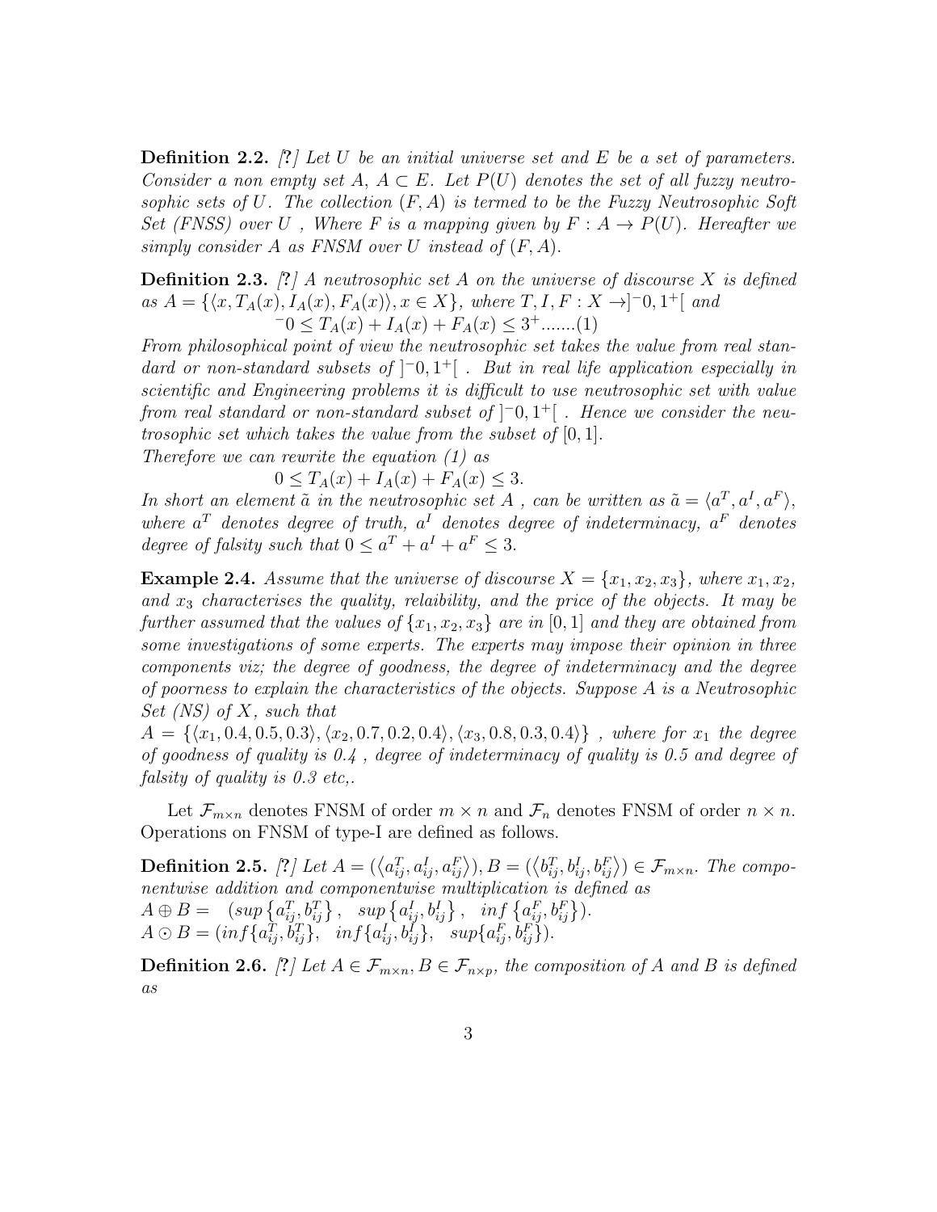**Definition 2.2.** *[?] Let $U$ be an initial universe set and $E$ be a set of parameters. Consider a non empty set $A$, $A \subset E$. Let $P(U)$ denotes the set of all fuzzy neutrosophic sets of $U$. The collection $(F, A)$ is termed to be the Fuzzy Neutrosophic Soft Set (FNSS) over $U$ , Where $F$ is a mapping given by $F : A \to P(U)$. Hereafter we simply consider $A$ as FNSM over $U$ instead of $(F, A)$.*

**Definition 2.3.** *[?] A neutrosophic set $A$ on the universe of discourse $X$ is defined as $A = \{\langle x, T_A(x), I_A(x), F_A(x)\rangle, x \in X\}$, where $T, I, F : X \to ]^-0, 1^+[$ and*

$$^-0 \leq T_A(x) + I_A(x) + F_A(x) \leq 3^+.......(1)$$

*From philosophical point of view the neutrosophic set takes the value from real standard or non-standard subsets of $]^-0, 1^+[$ . But in real life application especially in scientific and Engineering problems it is difficult to use neutrosophic set with value from real standard or non-standard subset of $]^-0, 1^+[$ . Hence we consider the neutrosophic set which takes the value from the subset of $[0, 1]$.*
*Therefore we can rewrite the equation (1) as*

$$0 \leq T_A(x) + I_A(x) + F_A(x) \leq 3.$$

*In short an element $\tilde{a}$ in the neutrosophic set $A$ , can be written as $\tilde{a} = \langle a^T, a^I, a^F\rangle$, where $a^T$ denotes degree of truth, $a^I$ denotes degree of indeterminacy, $a^F$ denotes degree of falsity such that $0 \leq a^T + a^I + a^F \leq 3$.*

**Example 2.4.** *Assume that the universe of discourse $X = \{x_1, x_2, x_3\}$, where $x_1, x_2$, and $x_3$ characterises the quality, relaibility, and the price of the objects. It may be further assumed that the values of $\{x_1, x_2, x_3\}$ are in $[0, 1]$ and they are obtained from some investigations of some experts. The experts may impose their opinion in three components viz; the degree of goodness, the degree of indeterminacy and the degree of poorness to explain the characteristics of the objects. Suppose $A$ is a Neutrosophic Set (NS) of $X$, such that*
*$A = \{\langle x_1, 0.4, 0.5, 0.3\rangle, \langle x_2, 0.7, 0.2, 0.4\rangle, \langle x_3, 0.8, 0.3, 0.4\rangle\}$ , where for $x_1$ the degree of goodness of quality is 0.4 , degree of indeterminacy of quality is 0.5 and degree of falsity of quality is 0.3 etc,.*

Let $\mathcal{F}_{m\times n}$ denotes FNSM of order $m \times n$ and $\mathcal{F}_n$ denotes FNSM of order $n \times n$. Operations on FNSM of type-I are defined as follows.

**Definition 2.5.** *[?] Let $A = (\langle a^T_{ij}, a^I_{ij}, a^F_{ij}\rangle), B = (\langle b^T_{ij}, b^I_{ij}, b^F_{ij}\rangle) \in \mathcal{F}_{m\times n}$. The componentwise addition and componentwise multiplication is defined as*

$$A \oplus B = \left(sup\left\{a^T_{ij}, b^T_{ij}\right\},\ \ sup\left\{a^I_{ij}, b^I_{ij}\right\},\ \ inf\left\{a^F_{ij}, b^F_{ij}\right\}\right).$$

$$A \odot B = (inf\{a^T_{ij}, b^T_{ij}\},\ \ inf\{a^I_{ij}, b^I_{ij}\},\ \ sup\{a^F_{ij}, b^F_{ij}\}).$$

**Definition 2.6.** *[?] Let $A \in \mathcal{F}_{m\times n}, B \in \mathcal{F}_{n\times p}$, the composition of $A$ and $B$ is defined as*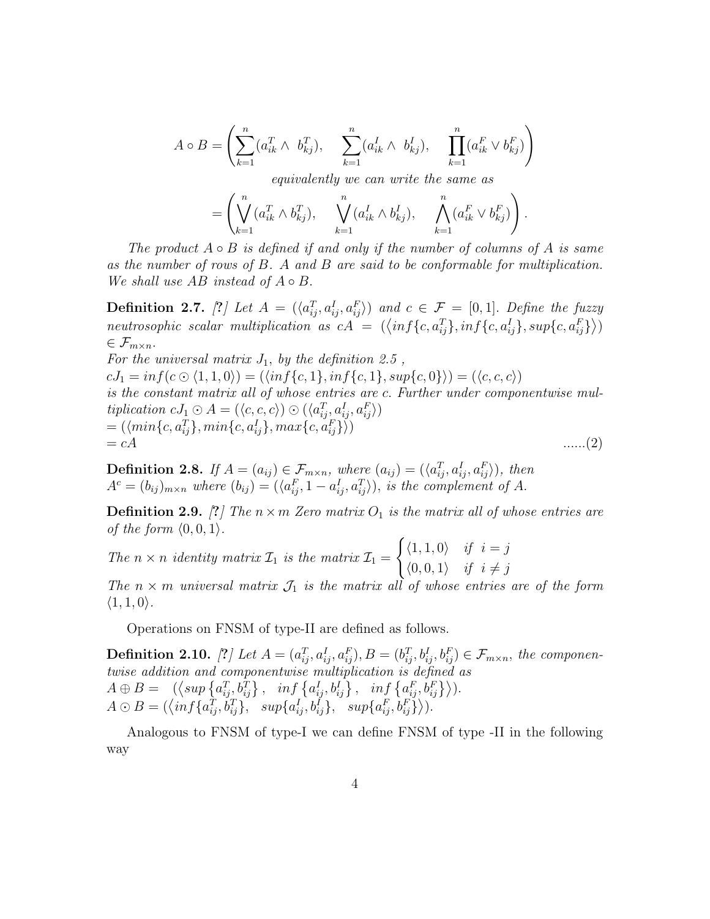$$A \circ B = \left( \sum_{k=1}^{n} (a_{ik}^{T} \wedge \ b_{kj}^{T}), \quad \sum_{k=1}^{n} (a_{ik}^{I} \wedge \ b_{kj}^{I}), \quad \prod_{k=1}^{n} (a_{ik}^{F} \vee b_{kj}^{F}) \right)$$

*equivalently we can write the same as*

$$= \left( \bigvee_{k=1}^{n} (a_{ik}^{T} \wedge b_{kj}^{T}), \quad \bigvee_{k=1}^{n} (a_{ik}^{I} \wedge b_{kj}^{I}), \quad \bigwedge_{k=1}^{n} (a_{ik}^{F} \vee b_{kj}^{F}) \right).$$

*The product $A \circ B$ is defined if and only if the number of columns of $A$ is same as the number of rows of $B$. $A$ and $B$ are said to be conformable for multiplication. We shall use $AB$ instead of $A \circ B$.*

**Definition 2.7.** *[?] Let $A = (\langle a_{ij}^{T}, a_{ij}^{I}, a_{ij}^{F} \rangle)$ and $c \in \mathcal{F} = [0,1]$. Define the fuzzy neutrosophic scalar multiplication as $cA = (\langle inf\{c, a_{ij}^{T}\}, inf\{c, a_{ij}^{I}\}, sup\{c, a_{ij}^{F}\} \rangle) \in \mathcal{F}_{m \times n}$.*
*For the universal matrix $J_1$, by the definition 2.5 ,*
*$cJ_1 = inf(c \odot \langle 1,1,0 \rangle) = (\langle inf\{c,1\}, inf\{c,1\}, sup\{c,0\} \rangle) = (\langle c,c,c \rangle)$*
*is the constant matrix all of whose entries are $c$. Further under componentwise multiplication $cJ_1 \odot A = (\langle c,c,c \rangle) \odot (\langle a_{ij}^{T}, a_{ij}^{I}, a_{ij}^{F} \rangle)$*
*$= (\langle min\{c, a_{ij}^{T}\}, min\{c, a_{ij}^{I}\}, max\{c, a_{ij}^{F}\} \rangle)$*
*$= cA$* ......(2)

**Definition 2.8.** *If $A = (a_{ij}) \in \mathcal{F}_{m \times n}$, where $(a_{ij}) = (\langle a_{ij}^{T}, a_{ij}^{I}, a_{ij}^{F} \rangle)$, then $A^c = (b_{ij})_{m \times n}$ where $(b_{ij}) = (\langle a_{ij}^{F}, 1 - a_{ij}^{I}, a_{ij}^{T} \rangle)$, is the complement of $A$.*

**Definition 2.9.** *[?] The $n \times m$ Zero matrix $O_1$ is the matrix all of whose entries are of the form $\langle 0,0,1 \rangle$.*
*The $n \times n$ identity matrix $\mathcal{I}_1$ is the matrix $\mathcal{I}_1 = \begin{cases} \langle 1,1,0 \rangle & if \ \ i = j \\ \langle 0,0,1 \rangle & if \ \ i \neq j \end{cases}$*
*The $n \times m$ universal matrix $\mathcal{J}_1$ is the matrix all of whose entries are of the form $\langle 1,1,0 \rangle$.*

Operations on FNSM of type-II are defined as follows.

**Definition 2.10.** *[?] Let $A = (a_{ij}^{T}, a_{ij}^{I}, a_{ij}^{F}), B = (b_{ij}^{T}, b_{ij}^{I}, b_{ij}^{F}) \in \mathcal{F}_{m \times n}$, the componentwise addition and componentwise multiplication is defined as*
*$A \oplus B = \ \ (\langle sup\left\{a_{ij}^{T}, b_{ij}^{T}\right\}, \ \ inf\left\{a_{ij}^{I}, b_{ij}^{I}\right\}, \ \ inf\left\{a_{ij}^{F}, b_{ij}^{F}\right\} \rangle)$.*
*$A \odot B = (\langle inf\{a_{ij}^{T}, b_{ij}^{T}\}, \ \ sup\{a_{ij}^{I}, b_{ij}^{I}\}, \ \ sup\{a_{ij}^{F}, b_{ij}^{F}\} \rangle)$.*

Analogous to FNSM of type-I we can define FNSM of type -II in the following way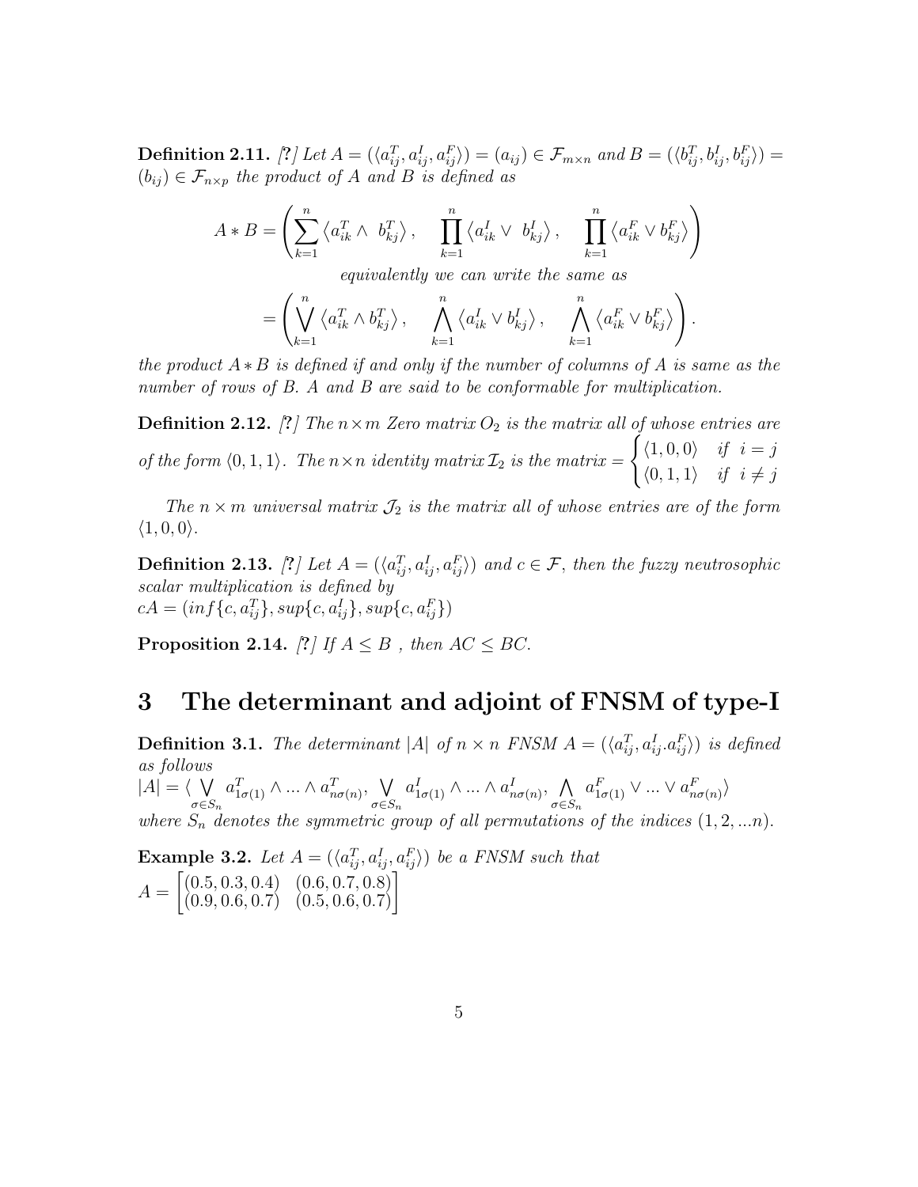**Definition 2.11.** *[?] Let $A = (\langle a_{ij}^T, a_{ij}^I, a_{ij}^F \rangle) = (a_{ij}) \in \mathcal{F}_{m\times n}$ and $B = (\langle b_{ij}^T, b_{ij}^I, b_{ij}^F \rangle) = (b_{ij}) \in \mathcal{F}_{n\times p}$ the product of $A$ and $B$ is defined as*

$$A * B = \left( \sum_{k=1}^{n} \left\langle a_{ik}^T \wedge \ b_{kj}^T \right\rangle, \quad \prod_{k=1}^{n} \left\langle a_{ik}^I \vee \ b_{kj}^I \right\rangle, \quad \prod_{k=1}^{n} \left\langle a_{ik}^F \vee b_{kj}^F \right\rangle \right)$$

*equivalently we can write the same as*

$$= \left( \bigvee_{k=1}^{n} \left\langle a_{ik}^T \wedge b_{kj}^T \right\rangle, \quad \bigwedge_{k=1}^{n} \left\langle a_{ik}^I \vee b_{kj}^I \right\rangle, \quad \bigwedge_{k=1}^{n} \left\langle a_{ik}^F \vee b_{kj}^F \right\rangle \right).$$

*the product $A * B$ is defined if and only if the number of columns of A is same as the number of rows of B. A and B are said to be conformable for multiplication.*

**Definition 2.12.** *[?] The $n \times m$ Zero matrix $O_2$ is the matrix all of whose entries are of the form $\langle 0, 1, 1 \rangle$. The $n \times n$ identity matrix $\mathcal{I}_2$ is the matrix $= \begin{cases} \langle 1, 0, 0 \rangle & if \ \ i = j \\ \langle 0, 1, 1 \rangle & if \ \ i \neq j \end{cases}$*

*The $n \times m$ universal matrix $\mathcal{J}_2$ is the matrix all of whose entries are of the form $\langle 1, 0, 0 \rangle$.*

**Definition 2.13.** *[?] Let $A = (\langle a_{ij}^T, a_{ij}^I, a_{ij}^F \rangle)$ and $c \in \mathcal{F}$, then the fuzzy neutrosophic scalar multiplication is defined by*
$cA = (inf\{c, a_{ij}^T\}, sup\{c, a_{ij}^I\}, sup\{c, a_{ij}^F\})$

**Proposition 2.14.** *[?] If $A \leq B$ , then $AC \leq BC$.*

# 3 The determinant and adjoint of FNSM of type-I

**Definition 3.1.** *The determinant $|A|$ of $n \times n$ FNSM $A = (\langle a_{ij}^T, a_{ij}^I . a_{ij}^F \rangle)$ is defined as follows*
$|A| = \langle \bigvee_{\sigma \in S_n} a_{1\sigma(1)}^T \wedge ... \wedge a_{n\sigma(n)}^T, \bigvee_{\sigma \in S_n} a_{1\sigma(1)}^I \wedge ... \wedge a_{n\sigma(n)}^I, \bigwedge_{\sigma \in S_n} a_{1\sigma(1)}^F \vee ... \vee a_{n\sigma(n)}^F \rangle$
*where $S_n$ denotes the symmetric group of all permutations of the indices $(1, 2, ...n)$.*

**Example 3.2.** *Let $A = (\langle a_{ij}^T, a_{ij}^I, a_{ij}^F \rangle)$ be a FNSM such that*
$A = \begin{bmatrix} (0.5, 0.3, 0.4) & (0.6, 0.7, 0.8) \\ (0.9, 0.6, 0.7) & (0.5, 0.6, 0.7) \end{bmatrix}$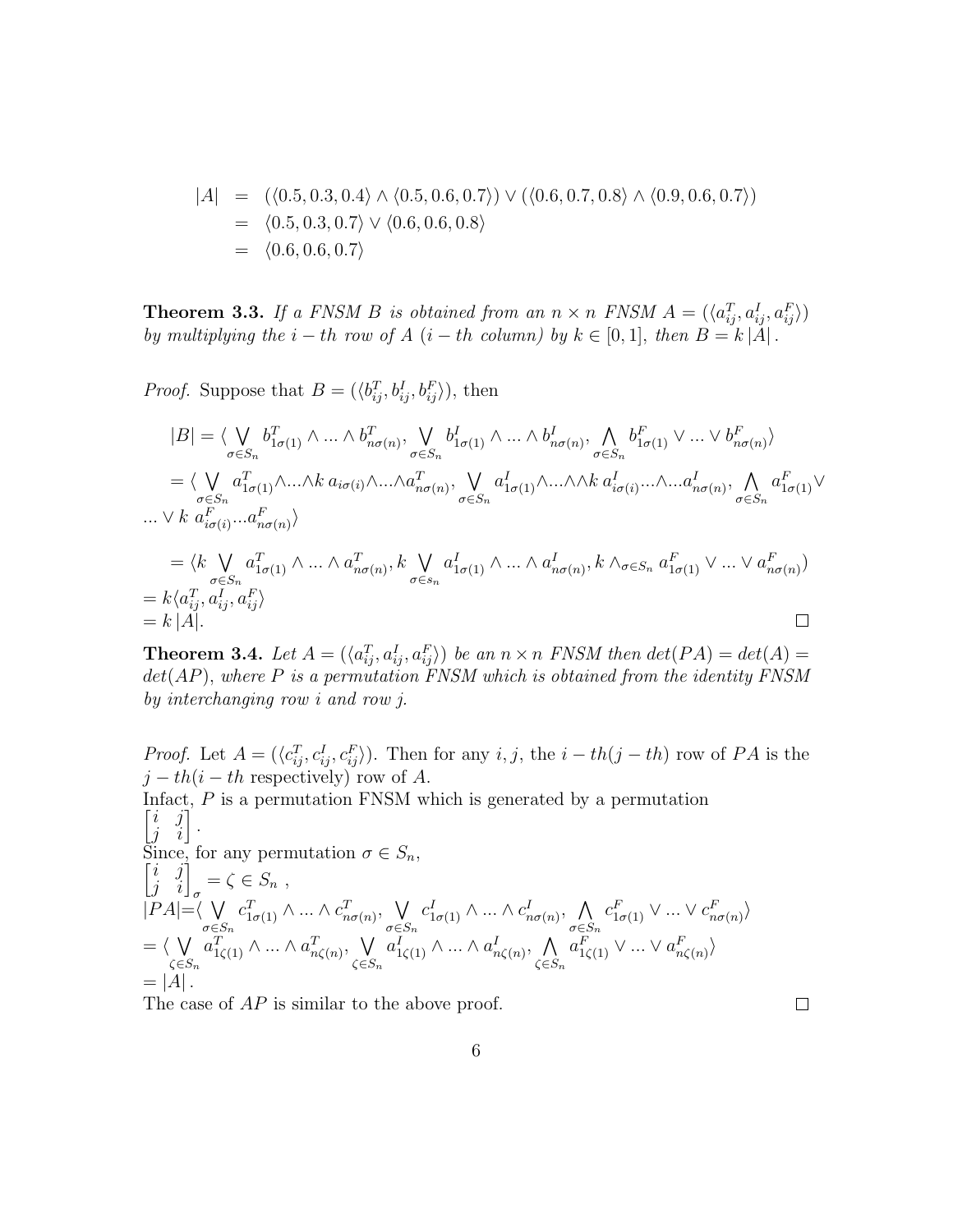$$
\begin{aligned}
|A| &= (\langle 0.5, 0.3, 0.4\rangle \wedge \langle 0.5, 0.6, 0.7\rangle) \vee (\langle 0.6, 0.7, 0.8\rangle \wedge \langle 0.9, 0.6, 0.7\rangle) \\
&= \langle 0.5, 0.3, 0.7\rangle \vee \langle 0.6, 0.6, 0.8\rangle \\
&= \langle 0.6, 0.6, 0.7\rangle
\end{aligned}
$$

**Theorem 3.3.** *If a FNSM $B$ is obtained from an $n \times n$ FNSM $A = (\langle a_{ij}^T, a_{ij}^I, a_{ij}^F\rangle)$ by multiplying the $i-th$ row of $A$ ($i-th$ column) by $k \in [0,1]$, then $B = k\,|A|$.*

*Proof.* Suppose that $B = (\langle b_{ij}^T, b_{ij}^I, b_{ij}^F\rangle)$, then

$$
|B| = \langle \bigvee_{\sigma \in S_n} b_{1\sigma(1)}^T \wedge ... \wedge b_{n\sigma(n)}^T, \bigvee_{\sigma \in S_n} b_{1\sigma(1)}^I \wedge ... \wedge b_{n\sigma(n)}^I, \bigwedge_{\sigma \in S_n} b_{1\sigma(1)}^F \vee ... \vee b_{n\sigma(n)}^F \rangle
$$

$$
= \langle \bigvee_{\sigma \in S_n} a_{1\sigma(1)}^T \wedge ... \wedge k\, a_{i\sigma(i)} \wedge ... \wedge a_{n\sigma(n)}^T, \bigvee_{\sigma \in S_n} a_{1\sigma(1)}^I \wedge ... \wedge \wedge k\, a_{i\sigma(i)}^I ... \wedge ... a_{n\sigma(n)}^I, \bigwedge_{\sigma \in S_n} a_{1\sigma(1)}^F \vee ... \vee k\ a_{i\sigma(i)}^F ... a_{n\sigma(n)}^F \rangle
$$

$$
= \langle k \bigvee_{\sigma \in S_n} a_{1\sigma(1)}^T \wedge ... \wedge a_{n\sigma(n)}^T, k \bigvee_{\sigma \in s_n} a_{1\sigma(1)}^I \wedge ... \wedge a_{n\sigma(n)}^I, k \wedge_{\sigma \in S_n} a_{1\sigma(1)}^F \vee ... \vee a_{n\sigma(n)}^F \rangle
$$

$= k\langle a_{ij}^T, a_{ij}^I, a_{ij}^F\rangle$
$= k\,|A|$. ∎

**Theorem 3.4.** *Let $A = (\langle a_{ij}^T, a_{ij}^I, a_{ij}^F\rangle)$ be an $n \times n$ FNSM then $det(PA) = det(A) = det(AP)$, where $P$ is a permutation FNSM which is obtained from the identity FNSM by interchanging row $i$ and row $j$.*

*Proof.* Let $A = (\langle c_{ij}^T, c_{ij}^I, c_{ij}^F\rangle)$. Then for any $i, j$, the $i-th(j-th)$ row of $PA$ is the $j-th(i-th$ respectively) row of $A$.
Infact, $P$ is a permutation FNSM which is generated by a permutation $\begin{bmatrix} i & j \\ j & i \end{bmatrix}$.
Since, for any permutation $\sigma \in S_n$,
$\begin{bmatrix} i & j \\ j & i \end{bmatrix}_\sigma = \zeta \in S_n$,
$|PA| = \langle \bigvee_{\sigma \in S_n} c_{1\sigma(1)}^T \wedge ... \wedge c_{n\sigma(n)}^T, \bigvee_{\sigma \in S_n} c_{1\sigma(1)}^I \wedge ... \wedge c_{n\sigma(n)}^I, \bigwedge_{\sigma \in S_n} c_{1\sigma(1)}^F \vee ... \vee c_{n\sigma(n)}^F \rangle$
$= \langle \bigvee_{\zeta \in S_n} a_{1\zeta(1)}^T \wedge ... \wedge a_{n\zeta(n)}^T, \bigvee_{\zeta \in S_n} a_{1\zeta(1)}^I \wedge ... \wedge a_{n\zeta(n)}^I, \bigwedge_{\zeta \in S_n} a_{1\zeta(1)}^F \vee ... \vee a_{n\zeta(n)}^F \rangle$
$= |A|$.
The case of $AP$ is similar to the above proof. ∎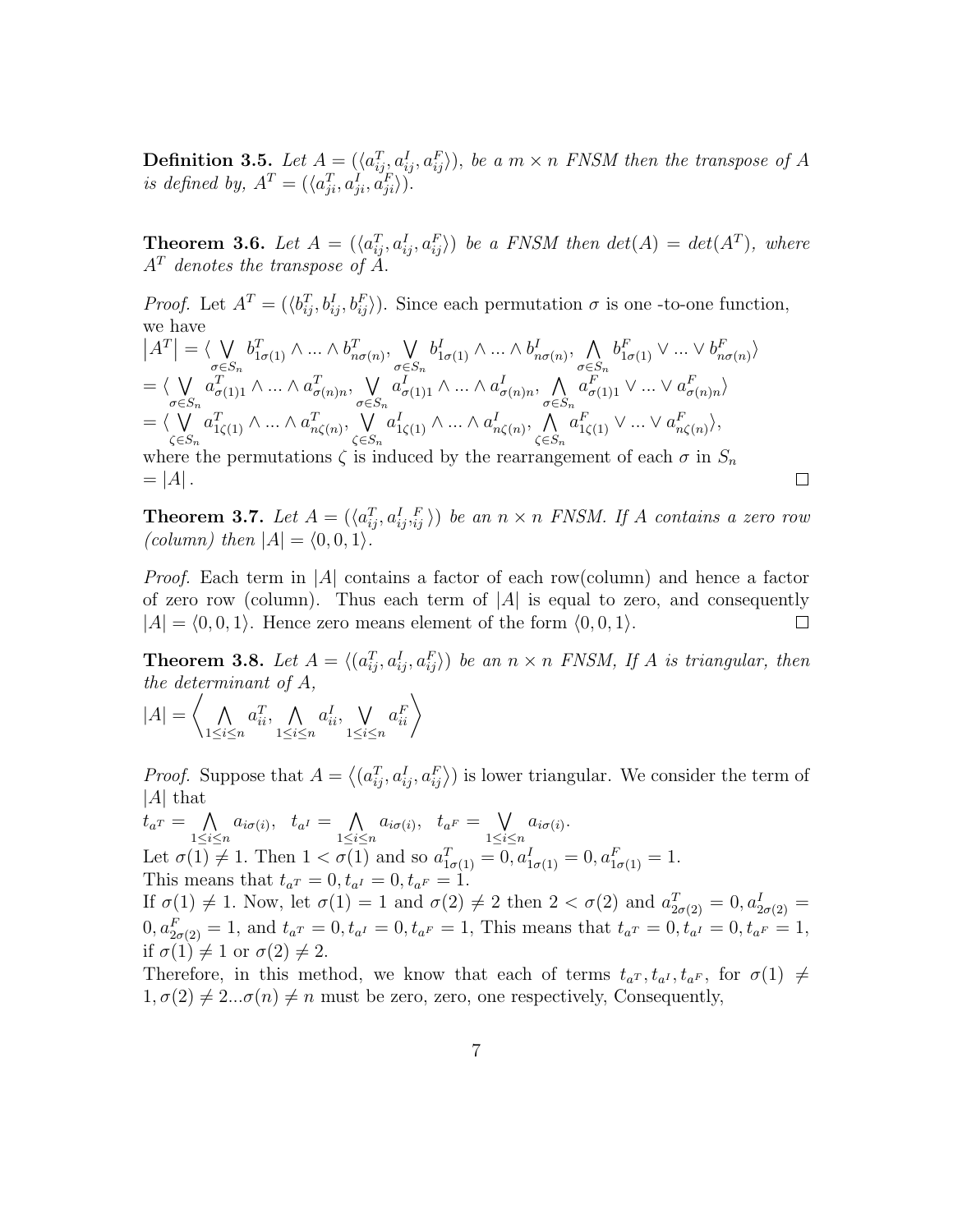**Definition 3.5.** *Let $A = (\langle a_{ij}^T, a_{ij}^I, a_{ij}^F \rangle)$, be a $m \times n$ FNSM then the transpose of $A$ is defined by, $A^T = (\langle a_{ji}^T, a_{ji}^I, a_{ji}^F \rangle)$.*

**Theorem 3.6.** *Let $A = (\langle a_{ij}^T, a_{ij}^I, a_{ij}^F \rangle)$ be a FNSM then $det(A) = det(A^T)$, where $A^T$ denotes the transpose of $A$.*

*Proof.* Let $A^T = (\langle b_{ij}^T, b_{ij}^I, b_{ij}^F \rangle)$. Since each permutation $\sigma$ is one -to-one function, we have

$$\left|A^T\right| = \langle \bigvee_{\sigma \in S_n} b_{1\sigma(1)}^T \wedge ... \wedge b_{n\sigma(n)}^T, \bigvee_{\sigma \in S_n} b_{1\sigma(1)}^I \wedge ... \wedge b_{n\sigma(n)}^I, \bigwedge_{\sigma \in S_n} b_{1\sigma(1)}^F \vee ... \vee b_{n\sigma(n)}^F \rangle$$
$$= \langle \bigvee_{\sigma \in S_n} a_{\sigma(1)1}^T \wedge ... \wedge a_{\sigma(n)n}^T, \bigvee_{\sigma \in S_n} a_{\sigma(1)1}^I \wedge ... \wedge a_{\sigma(n)n}^I, \bigwedge_{\sigma \in S_n} a_{\sigma(1)1}^F \vee ... \vee a_{\sigma(n)n}^F \rangle$$
$$= \langle \bigvee_{\zeta \in S_n} a_{1\zeta(1)}^T \wedge ... \wedge a_{n\zeta(n)}^T, \bigvee_{\zeta \in S_n} a_{1\zeta(1)}^I \wedge ... \wedge a_{n\zeta(n)}^I, \bigwedge_{\zeta \in S_n} a_{1\zeta(1)}^F \vee ... \vee a_{n\zeta(n)}^F \rangle,$$

where the permutations $\zeta$ is induced by the rearrangement of each $\sigma$ in $S_n$
$= |A|$. □

**Theorem 3.7.** *Let $A = (\langle a_{ij}^T, a_{ij}^I, {}_{ij}^F \rangle)$ be an $n \times n$ FNSM. If $A$ contains a zero row (column) then $|A| = \langle 0, 0, 1 \rangle$.*

*Proof.* Each term in $|A|$ contains a factor of each row(column) and hence a factor of zero row (column). Thus each term of $|A|$ is equal to zero, and consequently $|A| = \langle 0, 0, 1 \rangle$. Hence zero means element of the form $\langle 0, 0, 1 \rangle$. □

**Theorem 3.8.** *Let $A = \langle (a_{ij}^T, a_{ij}^I, a_{ij}^F \rangle)$ be an $n \times n$ FNSM, If $A$ is triangular, then the determinant of $A$,*

$$|A| = \left\langle \bigwedge_{1 \leq i \leq n} a_{ii}^T, \bigwedge_{1 \leq i \leq n} a_{ii}^I, \bigvee_{1 \leq i \leq n} a_{ii}^F \right\rangle$$

*Proof.* Suppose that $A = \left\langle (a_{ij}^T, a_{ij}^I, a_{ij}^F \rangle\right)$ is lower triangular. We consider the term of $|A|$ that

$t_{a^T} = \bigwedge_{1 \leq i \leq n} a_{i\sigma(i)}, \quad t_{a^I} = \bigwedge_{1 \leq i \leq n} a_{i\sigma(i)}, \quad t_{a^F} = \bigvee_{1 \leq i \leq n} a_{i\sigma(i)}.$

Let $\sigma(1) \neq 1$. Then $1 < \sigma(1)$ and so $a_{1\sigma(1)}^T = 0, a_{1\sigma(1)}^I = 0, a_{1\sigma(1)}^F = 1$.

This means that $t_{a^T} = 0, t_{a^I} = 0, t_{a^F} = 1$.

If $\sigma(1) \neq 1$. Now, let $\sigma(1) = 1$ and $\sigma(2) \neq 2$ then $2 < \sigma(2)$ and $a_{2\sigma(2)}^T = 0, a_{2\sigma(2)}^I = 0, a_{2\sigma(2)}^F = 1$, and $t_{a^T} = 0, t_{a^I} = 0, t_{a^F} = 1$, This means that $t_{a^T} = 0, t_{a^I} = 0, t_{a^F} = 1$, if $\sigma(1) \neq 1$ or $\sigma(2) \neq 2$.

Therefore, in this method, we know that each of terms $t_{a^T}, t_{a^I}, t_{a^F}$, for $\sigma(1) \neq 1, \sigma(2) \neq 2 ... \sigma(n) \neq n$ must be zero, zero, one respectively, Consequently,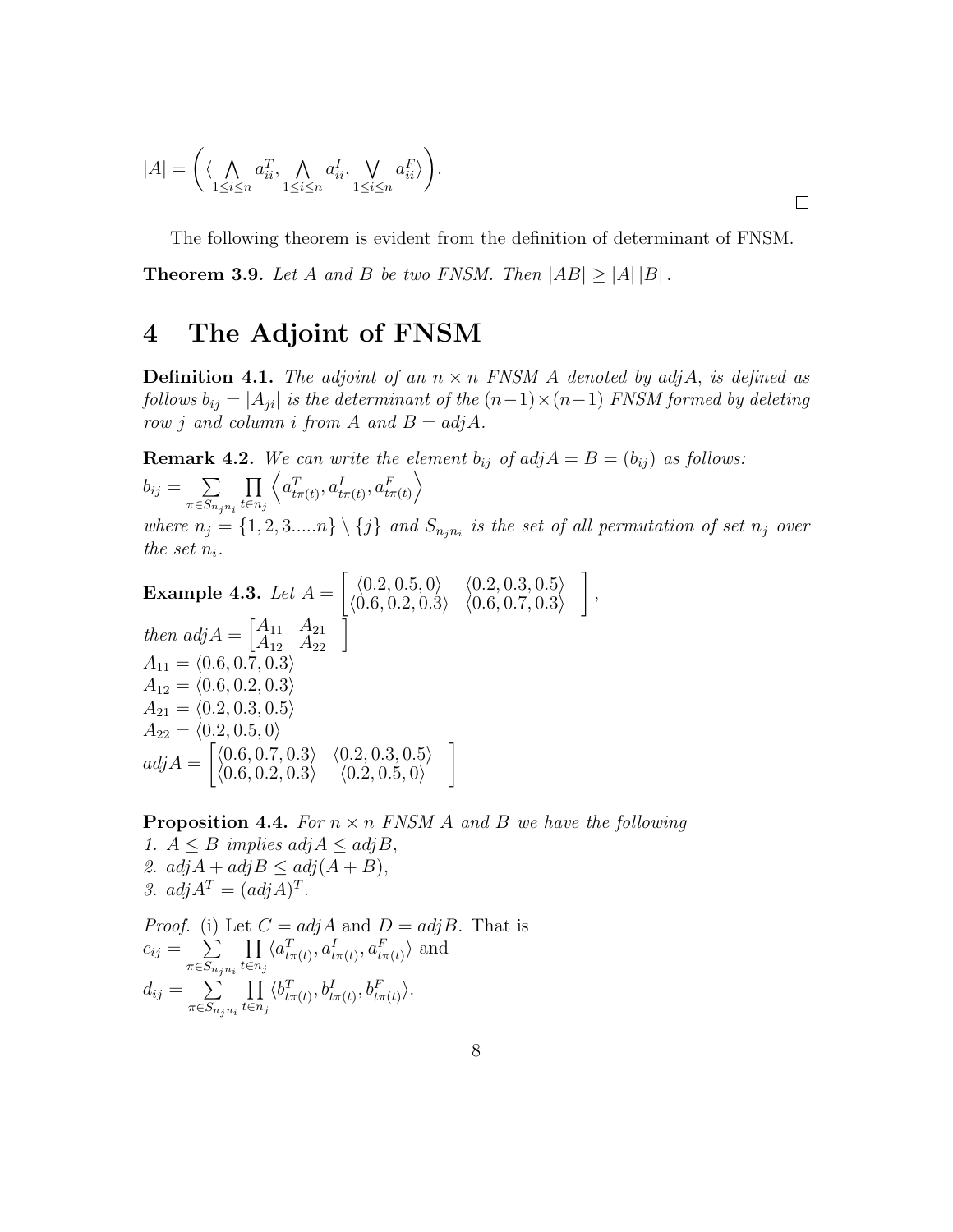$$|A| = \left( \langle \bigwedge_{1 \leq i \leq n} a_{ii}^{T}, \bigwedge_{1 \leq i \leq n} a_{ii}^{I}, \bigvee_{1 \leq i \leq n} a_{ii}^{F} \rangle \right).$$

□

The following theorem is evident from the definition of determinant of FNSM.

**Theorem 3.9.** *Let $A$ and $B$ be two FNSM. Then $|AB| \geq |A|\,|B|$.*

# 4 The Adjoint of FNSM

**Definition 4.1.** *The adjoint of an $n \times n$ FNSM $A$ denoted by $adjA$, is defined as follows $b_{ij} = |A_{ji}|$ is the determinant of the $(n-1)\times(n-1)$ FNSM formed by deleting row $j$ and column $i$ from $A$ and $B = adjA$.*

**Remark 4.2.** *We can write the element $b_{ij}$ of $adjA = B = (b_{ij})$ as follows:*
$b_{ij} = \sum_{\pi \in S_{n_j n_i}} \prod_{t \in n_j} \left\langle a^{T}_{t\pi(t)}, a^{I}_{t\pi(t)}, a^{F}_{t\pi(t)} \right\rangle$
*where $n_j = \{1, 2, 3.....n\} \setminus \{j\}$ and $S_{n_j n_i}$ is the set of all permutation of set $n_j$ over the set $n_i$.*

**Example 4.3.** *Let $A = \begin{bmatrix} \langle 0.2, 0.5, 0 \rangle & \langle 0.2, 0.3, 0.5 \rangle \\ \langle 0.6, 0.2, 0.3 \rangle & \langle 0.6, 0.7, 0.3 \rangle \end{bmatrix}$,*
*then $adjA = \begin{bmatrix} A_{11} & A_{21} \\ A_{12} & A_{22} \end{bmatrix}$*
$A_{11} = \langle 0.6, 0.7, 0.3 \rangle$
$A_{12} = \langle 0.6, 0.2, 0.3 \rangle$
$A_{21} = \langle 0.2, 0.3, 0.5 \rangle$
$A_{22} = \langle 0.2, 0.5, 0 \rangle$
$adjA = \begin{bmatrix} \langle 0.6, 0.7, 0.3 \rangle & \langle 0.2, 0.3, 0.5 \rangle \\ \langle 0.6, 0.2, 0.3 \rangle & \langle 0.2, 0.5, 0 \rangle \end{bmatrix}$

**Proposition 4.4.** *For $n \times n$ FNSM $A$ and $B$ we have the following*
*1. $A \leq B$ implies $adjA \leq adjB$,*
*2. $adjA + adjB \leq adj(A + B)$,*
*3. $adjA^{T} = (adjA)^{T}$.*

*Proof.* (i) Let $C = adjA$ and $D = adjB$. That is
$c_{ij} = \sum_{\pi \in S_{n_j n_i}} \prod_{t \in n_j} \langle a^{T}_{t\pi(t)}, a^{I}_{t\pi(t)}, a^{F}_{t\pi(t)} \rangle$ and
$d_{ij} = \sum_{\pi \in S_{n_j n_i}} \prod_{t \in n_j} \langle b^{T}_{t\pi(t)}, b^{I}_{t\pi(t)}, b^{F}_{t\pi(t)} \rangle$.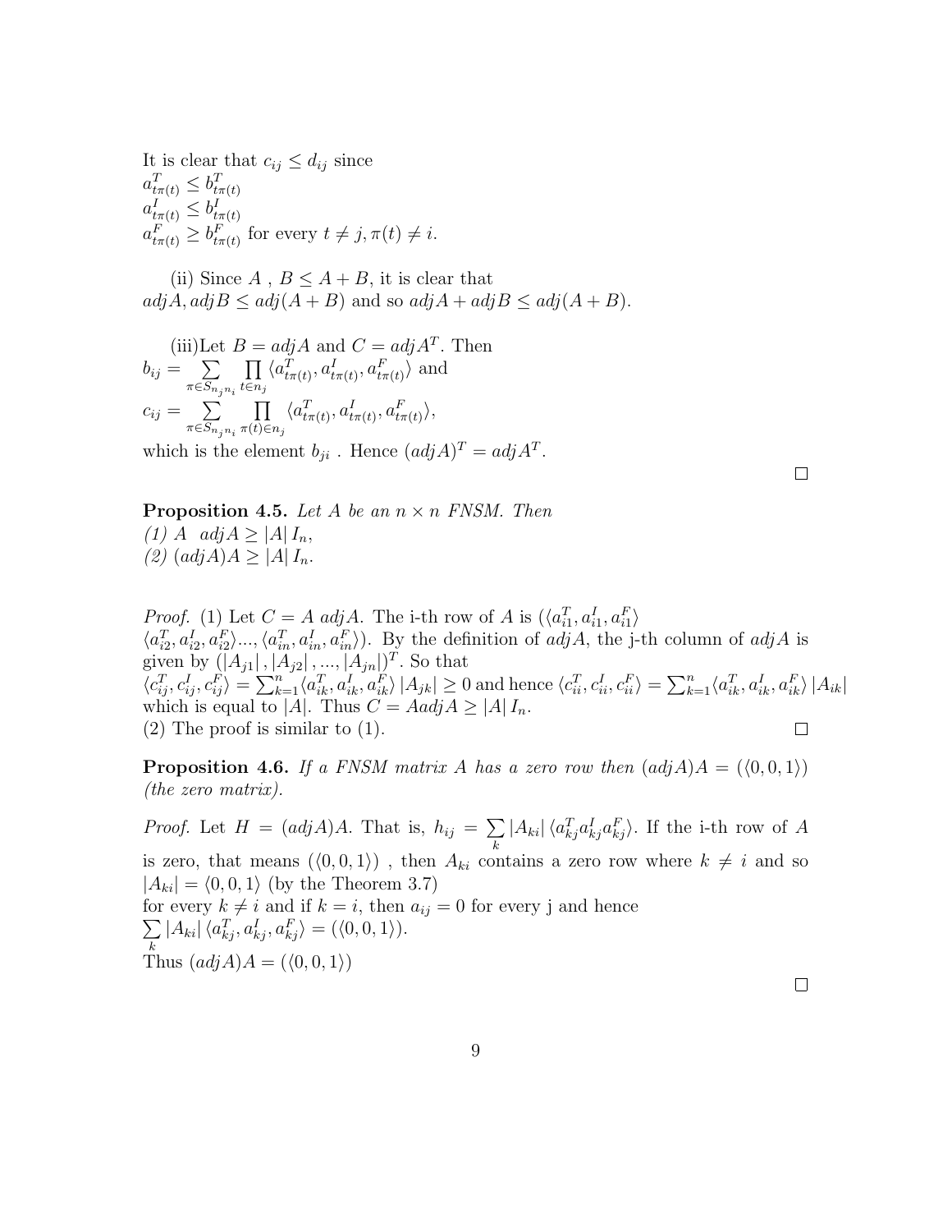It is clear that $c_{ij} \leq d_{ij}$ since
$a^T_{t\pi(t)} \leq b^T_{t\pi(t)}$
$a^I_{t\pi(t)} \leq b^I_{t\pi(t)}$
$a^F_{t\pi(t)} \geq b^F_{t\pi(t)}$ for every $t \neq j, \pi(t) \neq i$.

(ii) Since $A$ , $B \leq A+B$, it is clear that
$adjA, adjB \leq adj(A+B)$ and so $adjA + adjB \leq adj(A+B)$.

(iii)Let $B = adjA$ and $C = adjA^T$. Then
$b_{ij} = \sum_{\pi \in S_{n_j n_i}} \prod_{t \in n_j} \langle a^T_{t\pi(t)}, a^I_{t\pi(t)}, a^F_{t\pi(t)} \rangle$ and
$c_{ij} = \sum_{\pi \in S_{n_j n_i}} \prod_{\pi(t) \in n_j} \langle a^T_{t\pi(t)}, a^I_{t\pi(t)}, a^F_{t\pi(t)} \rangle$,
which is the element $b_{ji}$ . Hence $(adjA)^T = adjA^T$.

□

**Proposition 4.5.** *Let $A$ be an $n \times n$ FNSM. Then*
*(1) $A \;\; adjA \geq |A|\, I_n$,*
*(2) $(adjA)A \geq |A|\, I_n$.*

*Proof.* (1) Let $C = A\ adjA$. The i-th row of $A$ is $(\langle a^T_{i1}, a^I_{i1}, a^F_{i1} \rangle$ $\langle a^T_{i2}, a^I_{i2}, a^F_{i2} \rangle ..., \langle a^T_{in}, a^I_{in}, a^F_{in} \rangle)$. By the definition of $adjA$, the j-th column of $adjA$ is given by $(|A_{j1}|, |A_{j2}|, ..., |A_{jn}|)^T$. So that
$\langle c^T_{ij}, c^I_{ij}, c^F_{ij} \rangle = \sum_{k=1}^{n} \langle a^T_{ik}, a^I_{ik}, a^F_{ik} \rangle\, |A_{jk}| \geq 0$ and hence $\langle c^T_{ii}, c^I_{ii}, c^F_{ii} \rangle = \sum_{k=1}^{n} \langle a^T_{ik}, a^I_{ik}, a^F_{ik} \rangle\, |A_{ik}|$ which is equal to $|A|$. Thus $C = AadjA \geq |A|\, I_n$.
(2) The proof is similar to (1).

□

**Proposition 4.6.** *If a FNSM matrix $A$ has a zero row then $(adjA)A = (\langle 0, 0, 1 \rangle)$ (the zero matrix).*

*Proof.* Let $H = (adjA)A$. That is, $h_{ij} = \sum_k |A_{ki}|\, \langle a^T_{kj} a^I_{kj} a^F_{kj} \rangle$. If the i-th row of $A$ is zero, that means $(\langle 0, 0, 1 \rangle)$ , then $A_{ki}$ contains a zero row where $k \neq i$ and so $|A_{ki}| = \langle 0, 0, 1 \rangle$ (by the Theorem 3.7)
for every $k \neq i$ and if $k = i$, then $a_{ij} = 0$ for every j and hence
$\sum_k |A_{ki}|\, \langle a^T_{kj}, a^I_{kj}, a^F_{kj} \rangle = (\langle 0, 0, 1 \rangle)$.
Thus $(adjA)A = (\langle 0, 0, 1 \rangle)$

□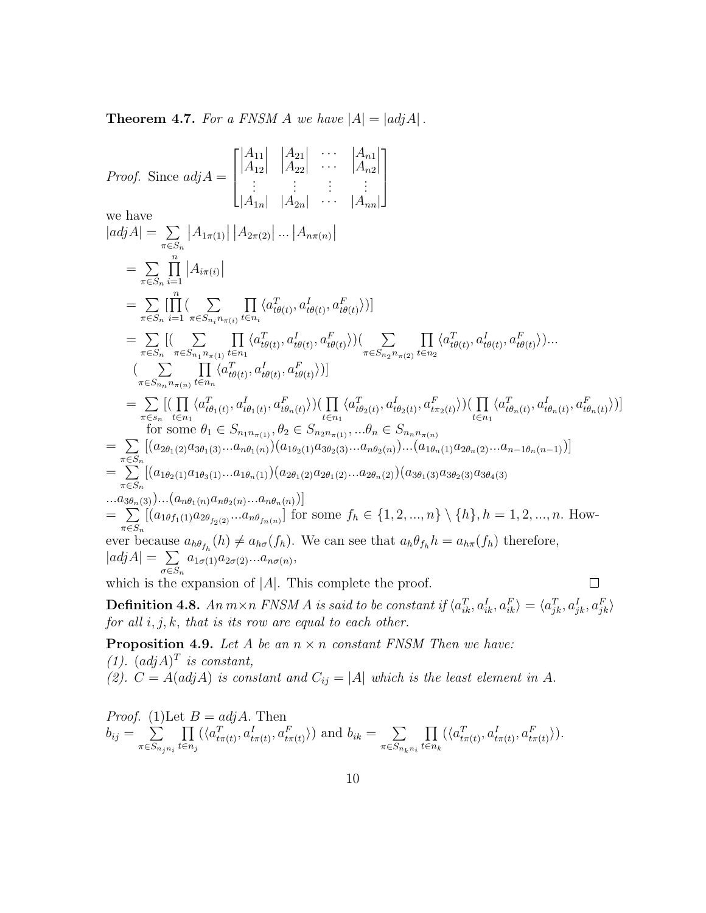**Theorem 4.7.** *For a FNSM A we have* $|A| = |adjA|$.

*Proof.* Since $adjA = \begin{bmatrix} |A_{11}| & |A_{21}| & \cdots & |A_{n1}| \\ |A_{12}| & |A_{22}| & \cdots & |A_{n2}| \\ \vdots & \vdots & \vdots & \vdots \\ |A_{1n}| & |A_{2n}| & \cdots & |A_{nn}| \end{bmatrix}$

we have

$$|adjA| = \sum_{\pi\in S_n} \left|A_{1\pi(1)}\right| \left|A_{2\pi(2)}\right| ... \left|A_{n\pi(n)}\right|$$

$$= \sum_{\pi\in S_n} \prod_{i=1}^{n} \left|A_{i\pi(i)}\right|$$

$$= \sum_{\pi\in S_n} [\prod_{i=1}^{n} ( \sum_{\pi\in S_{n_i n_{\pi(i)}}} \prod_{t\in n_i} \langle a^T_{t\theta(t)}, a^I_{t\theta(t)}, a^F_{t\theta(t)}\rangle)]$$

$$= \sum_{\pi\in S_n} [( \sum_{\pi\in S_{n_1 n_{\pi(1)}}} \prod_{t\in n_1} \langle a^T_{t\theta(t)}, a^I_{t\theta(t)}, a^F_{t\theta(t)}\rangle)( \sum_{\pi\in S_{n_2 n_{\pi(2)}}} \prod_{t\in n_2} \langle a^T_{t\theta(t)}, a^I_{t\theta(t)}, a^F_{t\theta(t)}\rangle)...$$
$$( \sum_{\pi\in S_{n_n n_{\pi(n)}}} \prod_{t\in n_n} \langle a^T_{t\theta(t)}, a^I_{t\theta(t)}, a^F_{t\theta(t)}\rangle)]$$

$$= \sum_{\pi\in s_n} [( \prod_{t\in n_1} \langle a^T_{t\theta_1(t)}, a^I_{t\theta_1(t)}, a^F_{t\theta_n(t)}\rangle)( \prod_{t\in n_1} \langle a^T_{t\theta_2(t)}, a^I_{t\theta_2(t)}, a^F_{t\pi_2(t)}\rangle)( \prod_{t\in n_1} \langle a^T_{t\theta_n(t)}, a^I_{t\theta_n(t)}, a^F_{t\theta_n(t)}\rangle)]$$

for some $\theta_1 \in S_{n_1 n_{\pi(1)}}, \theta_2 \in S_{n_2 n_{\pi(1)}}, ...\theta_n \in S_{n_n n_{\pi(n)}}$

$$= \sum_{\pi\in S_n} [(a_{2\theta_1(2)} a_{3\theta_1(3)} ... a_{n\theta_1(n)})(a_{1\theta_2(1)} a_{3\theta_2(3)} ... a_{n\theta_2(n)}) ... (a_{1\theta_n(1)} a_{2\theta_n(2)} ... a_{n-1\theta_n(n-1)})]$$

$$= \sum_{\pi\in S_n} [(a_{1\theta_2(1)} a_{1\theta_3(1)} ... a_{1\theta_n(1)})(a_{2\theta_1(2)} a_{2\theta_1(2)} ... a_{2\theta_n(2)})(a_{3\theta_1(3)} a_{3\theta_2(3)} a_{3\theta_4(3)}$$
$$... a_{3\theta_n(3)}) ... (a_{n\theta_1(n)} a_{n\theta_2(n)} ... a_{n\theta_n(n)})]$$

$$= \sum_{\pi\in S_n} [(a_{1\theta f_1(1)} a_{2\theta_{f_2(2)}} ... a_{n\theta_{f_n(n)}}]$$ for some $f_h \in \{1, 2, ..., n\} \setminus \{h\}, h = 1, 2, ..., n$. However because $a_{h\theta_{f_h}}(h) \neq a_{h\sigma}(f_h)$. We can see that $a_h\theta_{f_h}h = a_{h\pi}(f_h)$ therefore,

$$|adjA| = \sum_{\sigma\in S_n} a_{1\sigma(1)} a_{2\sigma(2)} ... a_{n\sigma(n)},$$

which is the expansion of $|A|$. This complete the proof. □

**Definition 4.8.** *An* $m\times n$ *FNSM A is said to be constant if* $\langle a^T_{ik}, a^I_{ik}, a^F_{ik}\rangle = \langle a^T_{jk}, a^I_{jk}, a^F_{jk}\rangle$ *for all* $i, j, k$*, that is its row are equal to each other.*

**Proposition 4.9.** *Let A be an* $n \times n$ *constant FNSM Then we have:*
*(1).* $(adjA)^T$ *is constant,*
*(2).* $C = A(adjA)$ *is constant and* $C_{ij} = |A|$ *which is the least element in A.*

*Proof.* (1)Let $B = adjA$. Then

$b_{ij} = \sum_{\pi\in S_{n_j n_i}} \prod_{t\in n_j} (\langle a^T_{t\pi(t)}, a^I_{t\pi(t)}, a^F_{t\pi(t)}\rangle)$ and $b_{ik} = \sum_{\pi\in S_{n_k n_i}} \prod_{t\in n_k} (\langle a^T_{t\pi(t)}, a^I_{t\pi(t)}, a^F_{t\pi(t)}\rangle)$.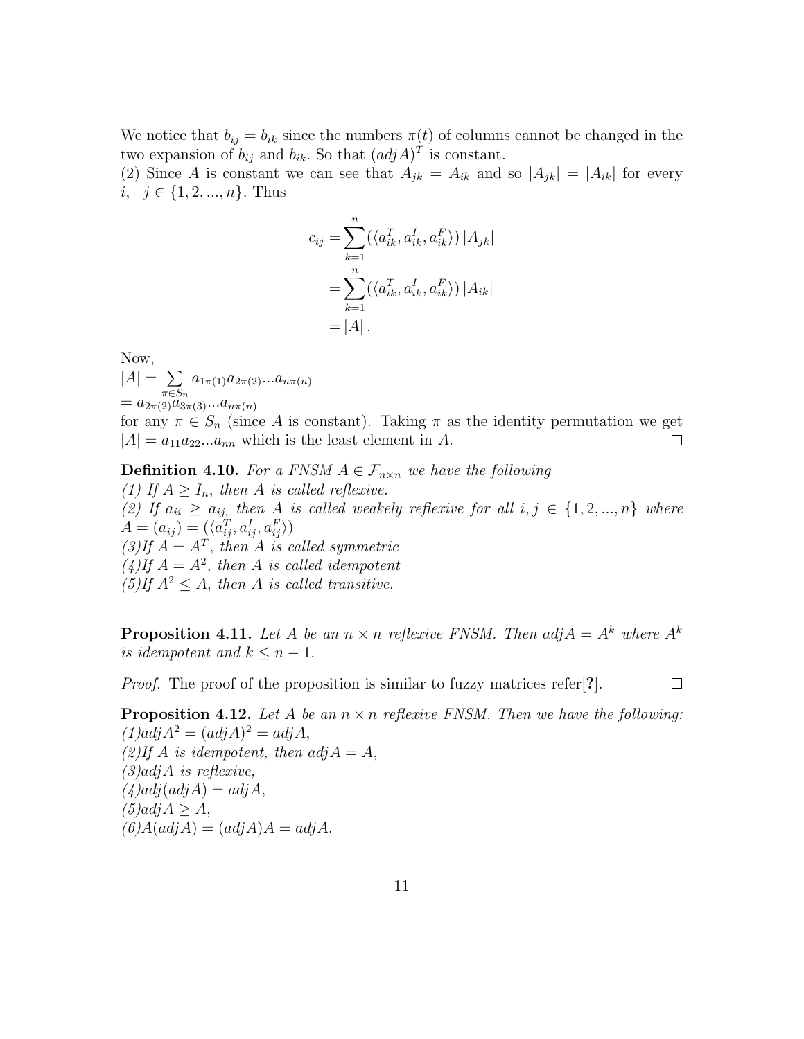We notice that $b_{ij} = b_{ik}$ since the numbers $\pi(t)$ of columns cannot be changed in the two expansion of $b_{ij}$ and $b_{ik}$. So that $(adjA)^T$ is constant.
(2) Since $A$ is constant we can see that $A_{jk} = A_{ik}$ and so $|A_{jk}| = |A_{ik}|$ for every $i, \quad j \in \{1, 2, ..., n\}$. Thus

$$
\begin{aligned}
c_{ij} =& \sum_{k=1}^{n} (\langle a_{ik}^T, a_{ik}^I, a_{ik}^F \rangle) |A_{jk}| \\
=& \sum_{k=1}^{n} (\langle a_{ik}^T, a_{ik}^I, a_{ik}^F \rangle) |A_{ik}| \\
=& |A| .
\end{aligned}
$$

Now,
$|A| = \sum_{\pi \in S_n} a_{1\pi(1)} a_{2\pi(2)} ... a_{n\pi(n)}$
$= a_{2\pi(2)} a_{3\pi(3)} ... a_{n\pi(n)}$
for any $\pi \in S_n$ (since $A$ is constant). Taking $\pi$ as the identity permutation we get $|A| = a_{11} a_{22} ... a_{nn}$ which is the least element in $A$. □

**Definition 4.10.** *For a FNSM $A \in \mathcal{F}_{n \times n}$ we have the following*
*(1) If $A \geq I_n$, then $A$ is called reflexive.*
*(2) If $a_{ii} \geq a_{ij}$, then $A$ is called weakely reflexive for all $i, j \in \{1, 2, ..., n\}$ where $A = (a_{ij}) = (\langle a_{ij}^T, a_{ij}^I, a_{ij}^F \rangle)$*
*(3)If $A = A^T$, then $A$ is called symmetric*
*(4)If $A = A^2$, then $A$ is called idempotent*
*(5)If $A^2 \leq A$, then $A$ is called transitive.*

**Proposition 4.11.** *Let $A$ be an $n \times n$ reflexive FNSM. Then $adjA = A^k$ where $A^k$ is idempotent and $k \leq n - 1$.*

*Proof.* The proof of the proposition is similar to fuzzy matrices refer[**?**]. □

**Proposition 4.12.** *Let $A$ be an $n \times n$ reflexive FNSM. Then we have the following:*
*(1)$adjA^2 = (adjA)^2 = adjA$,*
*(2)If $A$ is idempotent, then $adjA = A$,*
*(3)$adjA$ is reflexive,*
*(4)$adj(adjA) = adjA$,*
*(5)$adjA \geq A$,*
*(6)$A(adjA) = (adjA)A = adjA$.*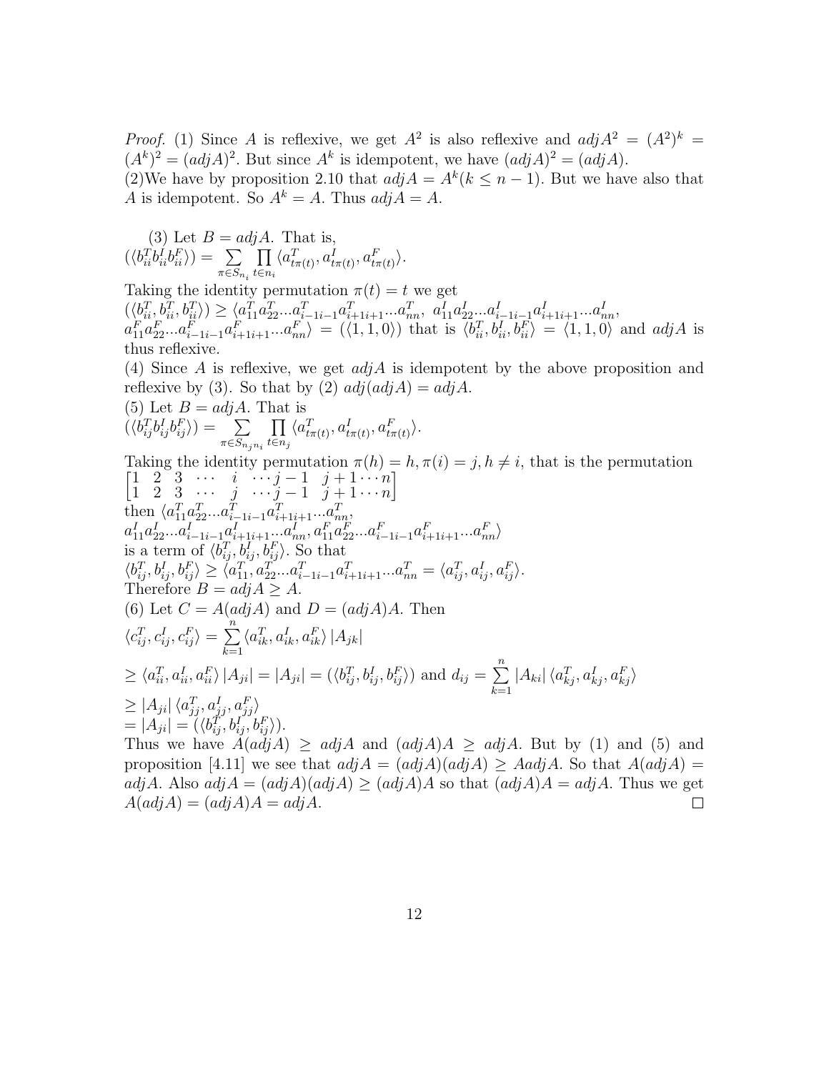*Proof.* (1) Since $A$ is reflexive, we get $A^2$ is also reflexive and $adjA^2 = (A^2)^k = (A^k)^2 = (adjA)^2$. But since $A^k$ is idempotent, we have $(adjA)^2 = (adjA)$.

(2)We have by proposition 2.10 that $adjA = A^k (k \leq n-1)$. But we have also that $A$ is idempotent. So $A^k = A$. Thus $adjA = A$.

(3) Let $B = adjA$. That is,
$(\langle b_{ii}^T b_{ii}^I b_{ii}^F \rangle) = \sum_{\pi \in S_{n_i}} \prod_{t \in n_i} \langle a_{t\pi(t)}^T, a_{t\pi(t)}^I, a_{t\pi(t)}^F \rangle$.
Taking the identity permutation $\pi(t) = t$ we get
$(\langle b_{ii}^T, b_{ii}^T, b_{ii}^T \rangle) \geq \langle a_{11}^T a_{22}^T ... a_{i-1i-1}^T a_{i+1i+1}^T ... a_{nn}^T,\ a_{11}^I a_{22}^I ... a_{i-1i-1}^I a_{i+1i+1}^I ... a_{nn}^I,$
$a_{11}^F a_{22}^F ... a_{i-1i-1}^F a_{i+1i+1}^F ... a_{nn}^F \rangle = (\langle 1, 1, 0 \rangle)$ that is $\langle b_{ii}^T, b_{ii}^I, b_{ii}^F \rangle = \langle 1, 1, 0 \rangle$ and $adjA$ is thus reflexive.

(4) Since $A$ is reflexive, we get $adjA$ is idempotent by the above proposition and reflexive by (3). So that by (2) $adj(adjA) = adjA$.

(5) Let $B = adjA$. That is
$(\langle b_{ij}^T b_{ij}^I b_{ij}^F \rangle) = \sum_{\pi \in S_{n_j n_i}} \prod_{t \in n_j} \langle a_{t\pi(t)}^T, a_{t\pi(t)}^I, a_{t\pi(t)}^F \rangle$.
Taking the identity permutation $\pi(h) = h, \pi(i) = j, h \neq i$, that is the permutation
$\begin{bmatrix} 1 & 2 & 3 & \cdots & i & \cdots j-1 & j+1 \cdots n \\ 1 & 2 & 3 & \cdots & j & \cdots j-1 & j+1 \cdots n \end{bmatrix}$
then $\langle a_{11}^T a_{22}^T ... a_{i-1i-1}^T a_{i+1i+1}^T ... a_{nn}^T,$
$a_{11}^I a_{22}^I ... a_{i-1i-1}^I a_{i+1i+1}^I ... a_{nn}^I, a_{11}^F a_{22}^F ... a_{i-1i-1}^F a_{i+1i+1}^F ... a_{nn}^F \rangle$
is a term of $\langle b_{ij}^T, b_{ij}^I, b_{ij}^F \rangle$. So that
$\langle b_{ij}^T, b_{ij}^I, b_{ij}^F \rangle \geq \langle a_{11}^T, a_{22}^T ... a_{i-1i-1}^T a_{i+1i+1}^T ... a_{nn}^T = \langle a_{ij}^T, a_{ij}^I, a_{ij}^F \rangle$.
Therefore $B = adjA \geq A$.

(6) Let $C = A(adjA)$ and $D = (adjA)A$. Then
$\langle c_{ij}^T, c_{ij}^I, c_{ij}^F \rangle = \sum_{k=1}^{n} \langle a_{ik}^T, a_{ik}^I, a_{ik}^F \rangle |A_{jk}|$
$\geq \langle a_{ii}^T, a_{ii}^I, a_{ii}^F \rangle |A_{ji}| = |A_{ji}| = (\langle b_{ij}^T, b_{ij}^I, b_{ij}^F \rangle)$ and $d_{ij} = \sum_{k=1}^{n} |A_{ki}| \langle a_{kj}^T, a_{kj}^I, a_{kj}^F \rangle$
$\geq |A_{ji}| \langle a_{jj}^T, a_{jj}^I, a_{jj}^F \rangle$
$= |A_{ji}| = (\langle b_{ij}^T, b_{ij}^I, b_{ij}^F \rangle)$.
Thus we have $A(adjA) \geq adjA$ and $(adjA)A \geq adjA$. But by (1) and (5) and proposition [4.11] we see that $adjA = (adjA)(adjA) \geq AadjA$. So that $A(adjA) = adjA$. Also $adjA = (adjA)(adjA) \geq (adjA)A$ so that $(adjA)A = adjA$. Thus we get $A(adjA) = (adjA)A = adjA$. $\square$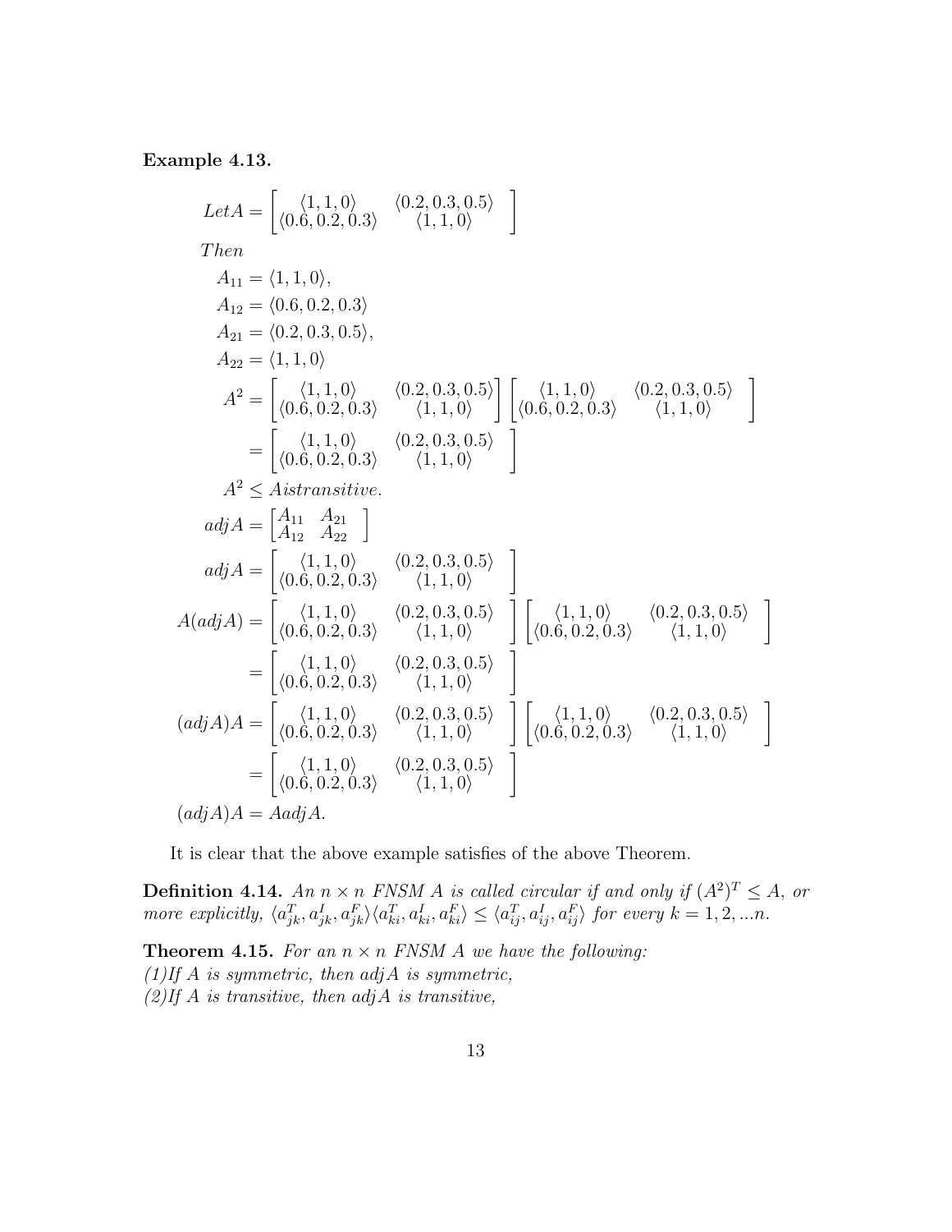**Example 4.13.**

$$
\begin{aligned}
LetA &= \begin{bmatrix} \langle 1,1,0\rangle & \langle 0.2,0.3,0.5\rangle \\ \langle 0.6,0.2,0.3\rangle & \langle 1,1,0\rangle \end{bmatrix} \\
Then & \\
A_{11} &= \langle 1,1,0\rangle, \\
A_{12} &= \langle 0.6,0.2,0.3\rangle \\
A_{21} &= \langle 0.2,0.3,0.5\rangle, \\
A_{22} &= \langle 1,1,0\rangle \\
A^2 &= \begin{bmatrix} \langle 1,1,0\rangle & \langle 0.2,0.3,0.5\rangle \\ \langle 0.6,0.2,0.3\rangle & \langle 1,1,0\rangle \end{bmatrix} \begin{bmatrix} \langle 1,1,0\rangle & \langle 0.2,0.3,0.5\rangle \\ \langle 0.6,0.2,0.3\rangle & \langle 1,1,0\rangle \end{bmatrix} \\
&= \begin{bmatrix} \langle 1,1,0\rangle & \langle 0.2,0.3,0.5\rangle \\ \langle 0.6,0.2,0.3\rangle & \langle 1,1,0\rangle \end{bmatrix} \\
A^2 &\leq Aistransitive. \\
adjA &= \begin{bmatrix} A_{11} & A_{21} \\ A_{12} & A_{22} \end{bmatrix} \\
adjA &= \begin{bmatrix} \langle 1,1,0\rangle & \langle 0.2,0.3,0.5\rangle \\ \langle 0.6,0.2,0.3\rangle & \langle 1,1,0\rangle \end{bmatrix} \\
A(adjA) &= \begin{bmatrix} \langle 1,1,0\rangle & \langle 0.2,0.3,0.5\rangle \\ \langle 0.6,0.2,0.3\rangle & \langle 1,1,0\rangle \end{bmatrix} \begin{bmatrix} \langle 1,1,0\rangle & \langle 0.2,0.3,0.5\rangle \\ \langle 0.6,0.2,0.3\rangle & \langle 1,1,0\rangle \end{bmatrix} \\
&= \begin{bmatrix} \langle 1,1,0\rangle & \langle 0.2,0.3,0.5\rangle \\ \langle 0.6,0.2,0.3\rangle & \langle 1,1,0\rangle \end{bmatrix} \\
(adjA)A &= \begin{bmatrix} \langle 1,1,0\rangle & \langle 0.2,0.3,0.5\rangle \\ \langle 0.6,0.2,0.3\rangle & \langle 1,1,0\rangle \end{bmatrix} \begin{bmatrix} \langle 1,1,0\rangle & \langle 0.2,0.3,0.5\rangle \\ \langle 0.6,0.2,0.3\rangle & \langle 1,1,0\rangle \end{bmatrix} \\
&= \begin{bmatrix} \langle 1,1,0\rangle & \langle 0.2,0.3,0.5\rangle \\ \langle 0.6,0.2,0.3\rangle & \langle 1,1,0\rangle \end{bmatrix} \\
(adjA)A &= AadjA.
\end{aligned}
$$

It is clear that the above example satisfies of the above Theorem.

**Definition 4.14.** *An $n \times n$ FNSM $A$ is called circular if and only if $(A^2)^T \leq A$, or more explicitly, $\langle a^T_{jk}, a^I_{jk}, a^F_{jk}\rangle \langle a^T_{ki}, a^I_{ki}, a^F_{ki}\rangle \leq \langle a^T_{ij}, a^I_{ij}, a^F_{ij}\rangle$ for every $k = 1, 2, ...n$.*

**Theorem 4.15.** *For an $n \times n$ FNSM $A$ we have the following:*
*(1)If $A$ is symmetric, then $adjA$ is symmetric,*
*(2)If $A$ is transitive, then $adjA$ is transitive,*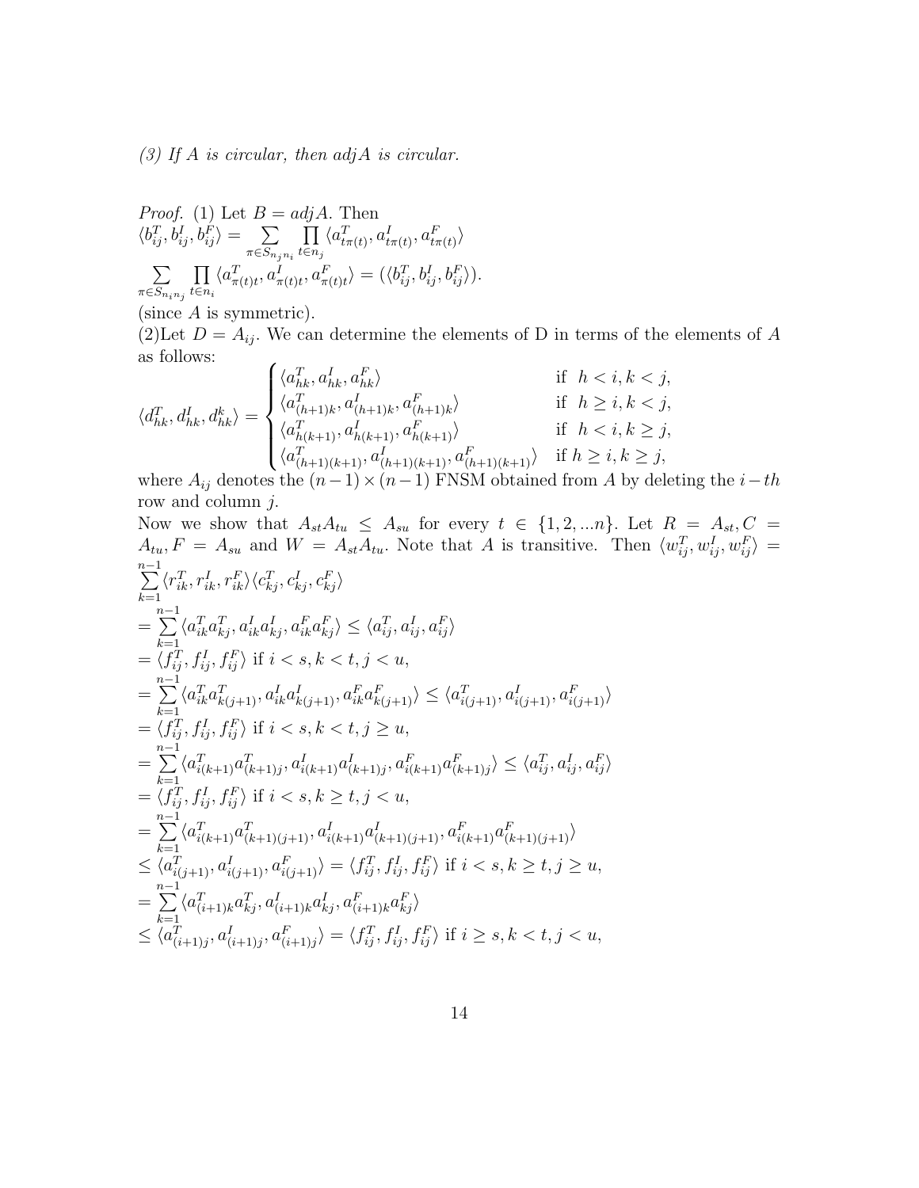*(3) If $A$ is circular, then $adjA$ is circular.*

*Proof.* (1) Let $B = adjA$. Then
$\langle b^T_{ij}, b^I_{ij}, b^F_{ij}\rangle = \sum\limits_{\pi \in S_{n_j n_i}} \prod\limits_{t\in n_j} \langle a^T_{t\pi(t)}, a^I_{t\pi(t)}, a^F_{t\pi(t)}\rangle$
$\sum\limits_{\pi \in S_{n_i n_j}} \prod\limits_{t\in n_i} \langle a^T_{\pi(t)t}, a^I_{\pi(t)t}, a^F_{\pi(t)t}\rangle = (\langle b^T_{ij}, b^I_{ij}, b^F_{ij}\rangle)$.
(since $A$ is symmetric).

(2)Let $D = A_{ij}$. We can determine the elements of D in terms of the elements of $A$ as follows:

$$\langle d^T_{hk}, d^I_{hk}, d^k_{hk}\rangle = \begin{cases} \langle a^T_{hk}, a^I_{hk}, a^F_{hk}\rangle & \text{if } \ h < i, k < j, \\ \langle a^T_{(h+1)k}, a^I_{(h+1)k}, a^F_{(h+1)k}\rangle & \text{if } \ h \geq i, k < j, \\ \langle a^T_{h(k+1)}, a^I_{h(k+1)}, a^F_{h(k+1)}\rangle & \text{if } \ h < i, k \geq j, \\ \langle a^T_{(h+1)(k+1)}, a^I_{(h+1)(k+1)}, a^F_{(h+1)(k+1)}\rangle & \text{if } h \geq i, k \geq j, \end{cases}$$

where $A_{ij}$ denotes the $(n-1)\times(n-1)$ FNSM obtained from $A$ by deleting the $i-th$ row and column $j$.

Now we show that $A_{st}A_{tu} \leq A_{su}$ for every $t \in \{1, 2, ...n\}$. Let $R = A_{st}, C = A_{tu}, F = A_{su}$ and $W = A_{st}A_{tu}$. Note that $A$ is transitive. Then $\langle w^T_{ij}, w^I_{ij}, w^F_{ij}\rangle = \sum\limits_{k=1}^{n-1}\langle r^T_{ik}, r^I_{ik}, r^F_{ik}\rangle\langle c^T_{kj}, c^I_{kj}, c^F_{kj}\rangle$
$= \sum\limits_{k=1}^{n-1}\langle a^T_{ik}a^T_{kj}, a^I_{ik}a^I_{kj}, a^F_{ik}a^F_{kj}\rangle \leq \langle a^T_{ij}, a^I_{ij}, a^F_{ij}\rangle$
$= \langle f^T_{ij}, f^I_{ij}, f^F_{ij}\rangle$ if $i < s, k < t, j < u$,
$= \sum\limits_{k=1}^{n-1}\langle a^T_{ik}a^T_{k(j+1)}, a^I_{ik}a^I_{k(j+1)}, a^F_{ik}a^F_{k(j+1)}\rangle \leq \langle a^T_{i(j+1)}, a^I_{i(j+1)}, a^F_{i(j+1)}\rangle$
$= \langle f^T_{ij}, f^I_{ij}, f^F_{ij}\rangle$ if $i < s, k < t, j \geq u$,
$= \sum\limits_{k=1}^{n-1}\langle a^T_{i(k+1)}a^T_{(k+1)j}, a^I_{i(k+1)}a^I_{(k+1)j}, a^F_{i(k+1)}a^F_{(k+1)j}\rangle \leq \langle a^T_{ij}, a^I_{ij}, a^F_{ij}\rangle$
$= \langle f^T_{ij}, f^I_{ij}, f^F_{ij}\rangle$ if $i < s, k \geq t, j < u$,
$= \sum\limits_{k=1}^{n-1}\langle a^T_{i(k+1)}a^T_{(k+1)(j+1)}, a^I_{i(k+1)}a^I_{(k+1)(j+1)}, a^F_{i(k+1)}a^F_{(k+1)(j+1)}\rangle$
$\leq \langle a^T_{i(j+1)}, a^I_{i(j+1)}, a^F_{i(j+1)}\rangle = \langle f^T_{ij}, f^I_{ij}, f^F_{ij}\rangle$ if $i < s, k \geq t, j \geq u$,
$= \sum\limits_{k=1}^{n-1}\langle a^T_{(i+1)k}a^T_{kj}, a^I_{(i+1)k}a^I_{kj}, a^F_{(i+1)k}a^F_{kj}\rangle$
$\leq \langle a^T_{(i+1)j}, a^I_{(i+1)j}, a^F_{(i+1)j}\rangle = \langle f^T_{ij}, f^I_{ij}, f^F_{ij}\rangle$ if $i \geq s, k < t, j < u$,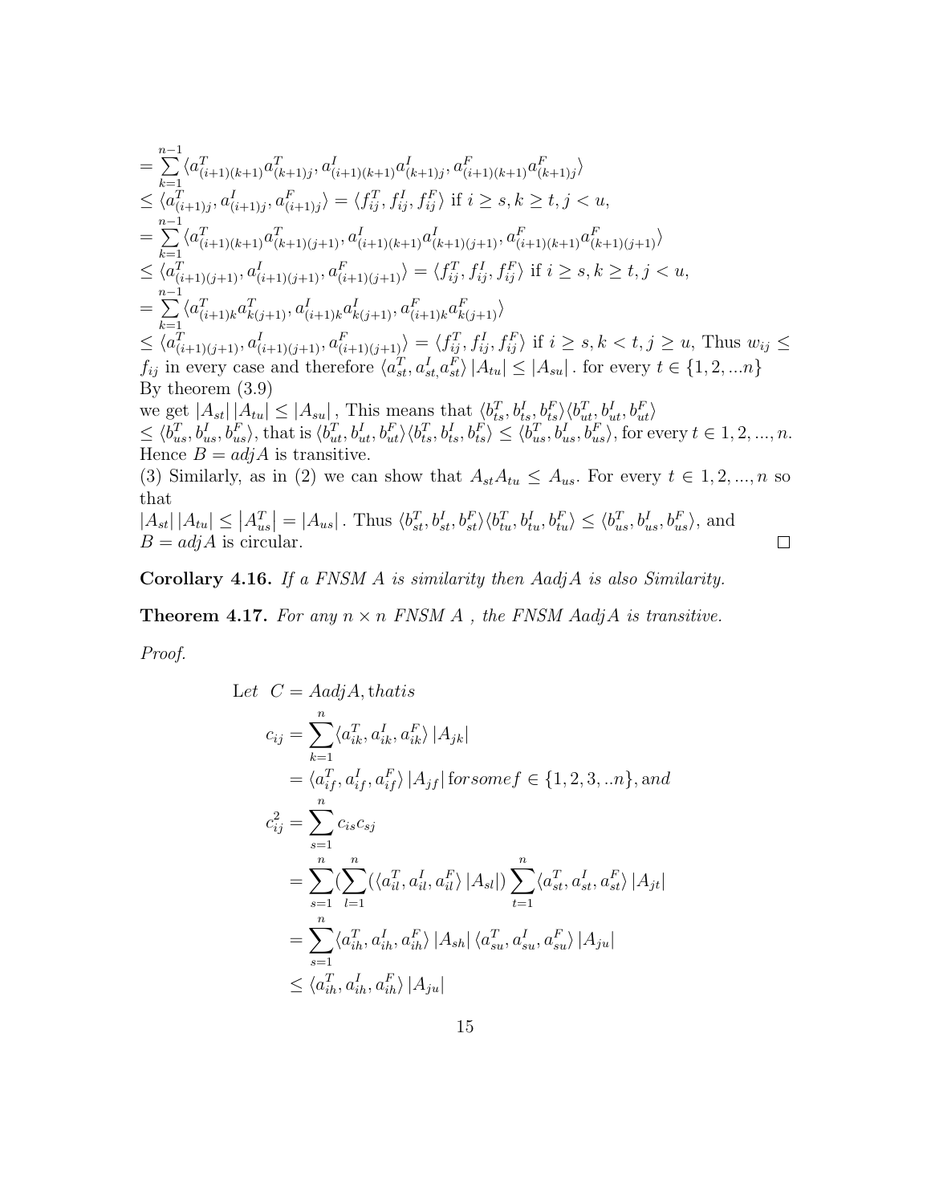$$
\begin{aligned}
&= \sum_{k=1}^{n-1} \langle a^T_{(i+1)(k+1)} a^T_{(k+1)j}, a^I_{(i+1)(k+1)} a^I_{(k+1)j}, a^F_{(i+1)(k+1)} a^F_{(k+1)j} \rangle \\
&\leq \langle a^T_{(i+1)j}, a^I_{(i+1)j}, a^F_{(i+1)j} \rangle = \langle f^T_{ij}, f^I_{ij}, f^F_{ij} \rangle \text{ if } i \geq s, k \geq t, j < u, \\
&= \sum_{k=1}^{n-1} \langle a^T_{(i+1)(k+1)} a^T_{(k+1)(j+1)}, a^I_{(i+1)(k+1)} a^I_{(k+1)(j+1)}, a^F_{(i+1)(k+1)} a^F_{(k+1)(j+1)} \rangle \\
&\leq \langle a^T_{(i+1)(j+1)}, a^I_{(i+1)(j+1)}, a^F_{(i+1)(j+1)} \rangle = \langle f^T_{ij}, f^I_{ij}, f^F_{ij} \rangle \text{ if } i \geq s, k \geq t, j < u, \\
&= \sum_{k=1}^{n-1} \langle a^T_{(i+1)k} a^T_{k(j+1)}, a^I_{(i+1)k} a^I_{k(j+1)}, a^F_{(i+1)k} a^F_{k(j+1)} \rangle \\
&\leq \langle a^T_{(i+1)(j+1)}, a^I_{(i+1)(j+1)}, a^F_{(i+1)(j+1)} \rangle = \langle f^T_{ij}, f^I_{ij}, f^F_{ij} \rangle \text{ if } i \geq s, k < t, j \geq u,
\end{aligned}
$$

Thus $w_{ij} \leq f_{ij}$ in every case and therefore $\langle a^T_{st}, a^I_{st,} a^F_{st} \rangle |A_{tu}| \leq |A_{su}|$ . for every $t \in \{1, 2, ...n\}$
By theorem (3.9)
we get $|A_{st}| |A_{tu}| \leq |A_{su}|$ , This means that $\langle b^T_{ts}, b^I_{ts}, b^F_{ts} \rangle \langle b^T_{ut}, b^I_{ut}, b^F_{ut} \rangle$
$\leq \langle b^T_{us}, b^I_{us}, b^F_{us} \rangle$, that is $\langle b^T_{ut}, b^I_{ut}, b^F_{ut} \rangle \langle b^T_{ts}, b^I_{ts}, b^F_{ts} \rangle \leq \langle b^T_{us}, b^I_{us}, b^F_{us} \rangle$, for every $t \in 1, 2, ..., n$.
Hence $B = adjA$ is transitive.
(3) Similarly, as in (2) we can show that $A_{st} A_{tu} \leq A_{us}$. For every $t \in 1, 2, ..., n$ so that
$|A_{st}| |A_{tu}| \leq |A^T_{us}| = |A_{us}|$ . Thus $\langle b^T_{st}, b^I_{st}, b^F_{st} \rangle \langle b^T_{tu}, b^I_{tu}, b^F_{tu} \rangle \leq \langle b^T_{us}, b^I_{us}, b^F_{us} \rangle$, and
$B = adjA$ is circular. □

**Corollary 4.16.** *If a FNSM A is similarity then AadjA is also Similarity.*

**Theorem 4.17.** *For any $n \times n$ FNSM A , the FNSM AadjA is transitive.*

*Proof.*

$$
\begin{aligned}
\text{Let } \ C &= AadjA, \text{that is} \\
c_{ij} &= \sum_{k=1}^{n} \langle a^T_{ik}, a^I_{ik}, a^F_{ik} \rangle |A_{jk}| \\
&= \langle a^T_{if}, a^I_{if}, a^F_{if} \rangle |A_{jf}| \text{ for some } f \in \{1, 2, 3, ..n\}, \text{and} \\
c^2_{ij} &= \sum_{s=1}^{n} c_{is} c_{sj} \\
&= \sum_{s=1}^{n} (\sum_{l=1}^{n} (\langle a^T_{il}, a^I_{il}, a^F_{il} \rangle |A_{sl}|) \sum_{t=1}^{n} \langle a^T_{st}, a^I_{st}, a^F_{st} \rangle |A_{jt}| \\
&= \sum_{s=1}^{n} \langle a^T_{ih}, a^I_{ih}, a^F_{ih} \rangle |A_{sh}| \langle a^T_{su}, a^I_{su}, a^F_{su} \rangle |A_{ju}| \\
&\leq \langle a^T_{ih}, a^I_{ih}, a^F_{ih} \rangle |A_{ju}|
\end{aligned}
$$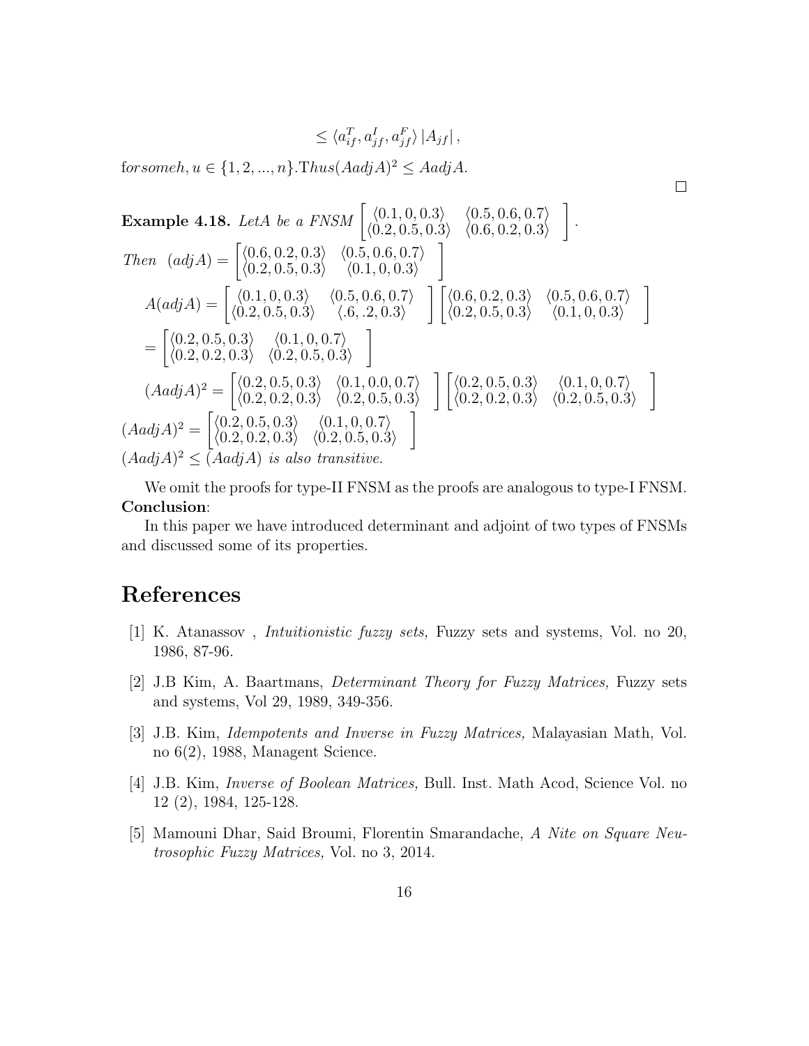$$\leq \langle a_{if}^T, a_{jf}^I, a_{jf}^F \rangle \left| A_{jf} \right|,$$

$forsome h, u \in \{1, 2, ..., n\}. Thus (AadjA)^2 \leq AadjA.$

□

**Example 4.18.** *LetA be a FNSM* $\begin{bmatrix} \langle 0.1, 0, 0.3 \rangle & \langle 0.5, 0.6, 0.7 \rangle \\ \langle 0.2, 0.5, 0.3 \rangle & \langle 0.6, 0.2, 0.3 \rangle \end{bmatrix}$.

*Then* $(adjA) = \begin{bmatrix} \langle 0.6, 0.2, 0.3 \rangle & \langle 0.5, 0.6, 0.7 \rangle \\ \langle 0.2, 0.5, 0.3 \rangle & \langle 0.1, 0, 0.3 \rangle \end{bmatrix}$

$$A(adjA) = \begin{bmatrix} \langle 0.1, 0, 0.3 \rangle & \langle 0.5, 0.6, 0.7 \rangle \\ \langle 0.2, 0.5, 0.3 \rangle & \langle .6, .2, 0.3 \rangle \end{bmatrix} \begin{bmatrix} \langle 0.6, 0.2, 0.3 \rangle & \langle 0.5, 0.6, 0.7 \rangle \\ \langle 0.2, 0.5, 0.3 \rangle & \langle 0.1, 0, 0.3 \rangle \end{bmatrix}$$

$$= \begin{bmatrix} \langle 0.2, 0.5, 0.3 \rangle & \langle 0.1, 0, 0.7 \rangle \\ \langle 0.2, 0.2, 0.3 \rangle & \langle 0.2, 0.5, 0.3 \rangle \end{bmatrix}$$

$$(AadjA)^2 = \begin{bmatrix} \langle 0.2, 0.5, 0.3 \rangle & \langle 0.1, 0.0, 0.7 \rangle \\ \langle 0.2, 0.2, 0.3 \rangle & \langle 0.2, 0.5, 0.3 \rangle \end{bmatrix} \begin{bmatrix} \langle 0.2, 0.5, 0.3 \rangle & \langle 0.1, 0, 0.7 \rangle \\ \langle 0.2, 0.2, 0.3 \rangle & \langle 0.2, 0.5, 0.3 \rangle \end{bmatrix}$$

$$(AadjA)^2 = \begin{bmatrix} \langle 0.2, 0.5, 0.3 \rangle & \langle 0.1, 0, 0.7 \rangle \\ \langle 0.2, 0.2, 0.3 \rangle & \langle 0.2, 0.5, 0.3 \rangle \end{bmatrix}$$

$(AadjA)^2 \leq (AadjA)$ *is also transitive.*

We omit the proofs for type-II FNSM as the proofs are analogous to type-I FNSM.

**Conclusion**:

In this paper we have introduced determinant and adjoint of two types of FNSMs and discussed some of its properties.

# References

[1] K. Atanassov , *Intuitionistic fuzzy sets,* Fuzzy sets and systems, Vol. no 20, 1986, 87-96.

[2] J.B Kim, A. Baartmans, *Determinant Theory for Fuzzy Matrices,* Fuzzy sets and systems, Vol 29, 1989, 349-356.

[3] J.B. Kim, *Idempotents and Inverse in Fuzzy Matrices,* Malayasian Math, Vol. no 6(2), 1988, Managent Science.

[4] J.B. Kim, *Inverse of Boolean Matrices,* Bull. Inst. Math Acod, Science Vol. no 12 (2), 1984, 125-128.

[5] Mamouni Dhar, Said Broumi, Florentin Smarandache, *A Nite on Square Neutrosophic Fuzzy Matrices,* Vol. no 3, 2014.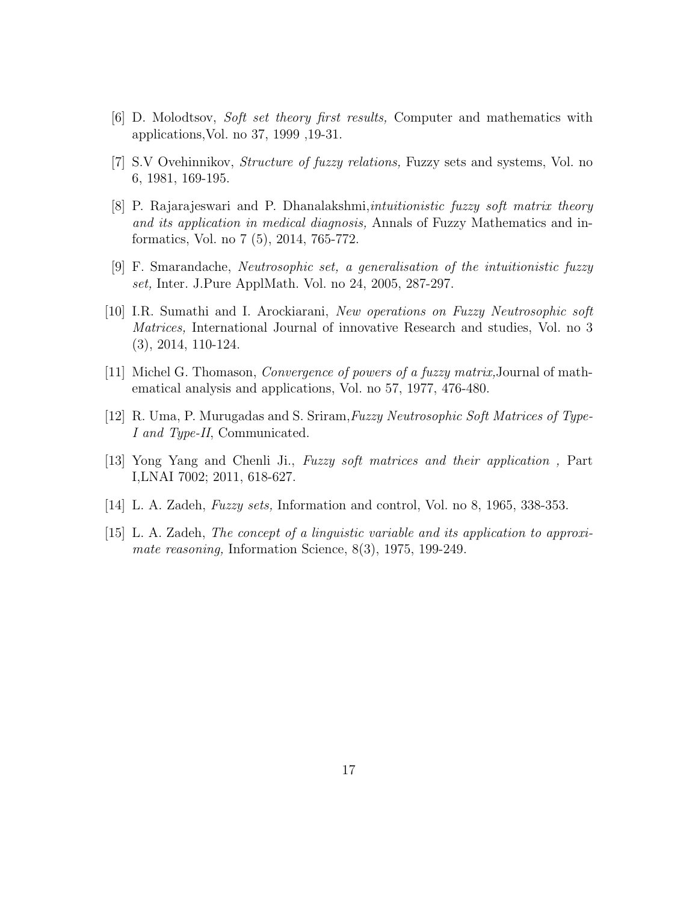[6] D. Molodtsov, *Soft set theory first results,* Computer and mathematics with applications,Vol. no 37, 1999 ,19-31.

[7] S.V Ovehinnikov, *Structure of fuzzy relations,* Fuzzy sets and systems, Vol. no 6, 1981, 169-195.

[8] P. Rajarajeswari and P. Dhanalakshmi,*intuitionistic fuzzy soft matrix theory and its application in medical diagnosis,* Annals of Fuzzy Mathematics and informatics, Vol. no 7 (5), 2014, 765-772.

[9] F. Smarandache, *Neutrosophic set, a generalisation of the intuitionistic fuzzy set,* Inter. J.Pure ApplMath. Vol. no 24, 2005, 287-297.

[10] I.R. Sumathi and I. Arockiarani, *New operations on Fuzzy Neutrosophic soft Matrices,* International Journal of innovative Research and studies, Vol. no 3 (3), 2014, 110-124.

[11] Michel G. Thomason, *Convergence of powers of a fuzzy matrix,*Journal of mathematical analysis and applications, Vol. no 57, 1977, 476-480.

[12] R. Uma, P. Murugadas and S. Sriram,*Fuzzy Neutrosophic Soft Matrices of Type-I and Type-II*, Communicated.

[13] Yong Yang and Chenli Ji., *Fuzzy soft matrices and their application ,* Part I,LNAI 7002; 2011, 618-627.

[14] L. A. Zadeh, *Fuzzy sets,* Information and control, Vol. no 8, 1965, 338-353.

[15] L. A. Zadeh, *The concept of a linguistic variable and its application to approximate reasoning,* Information Science, 8(3), 1975, 199-249.